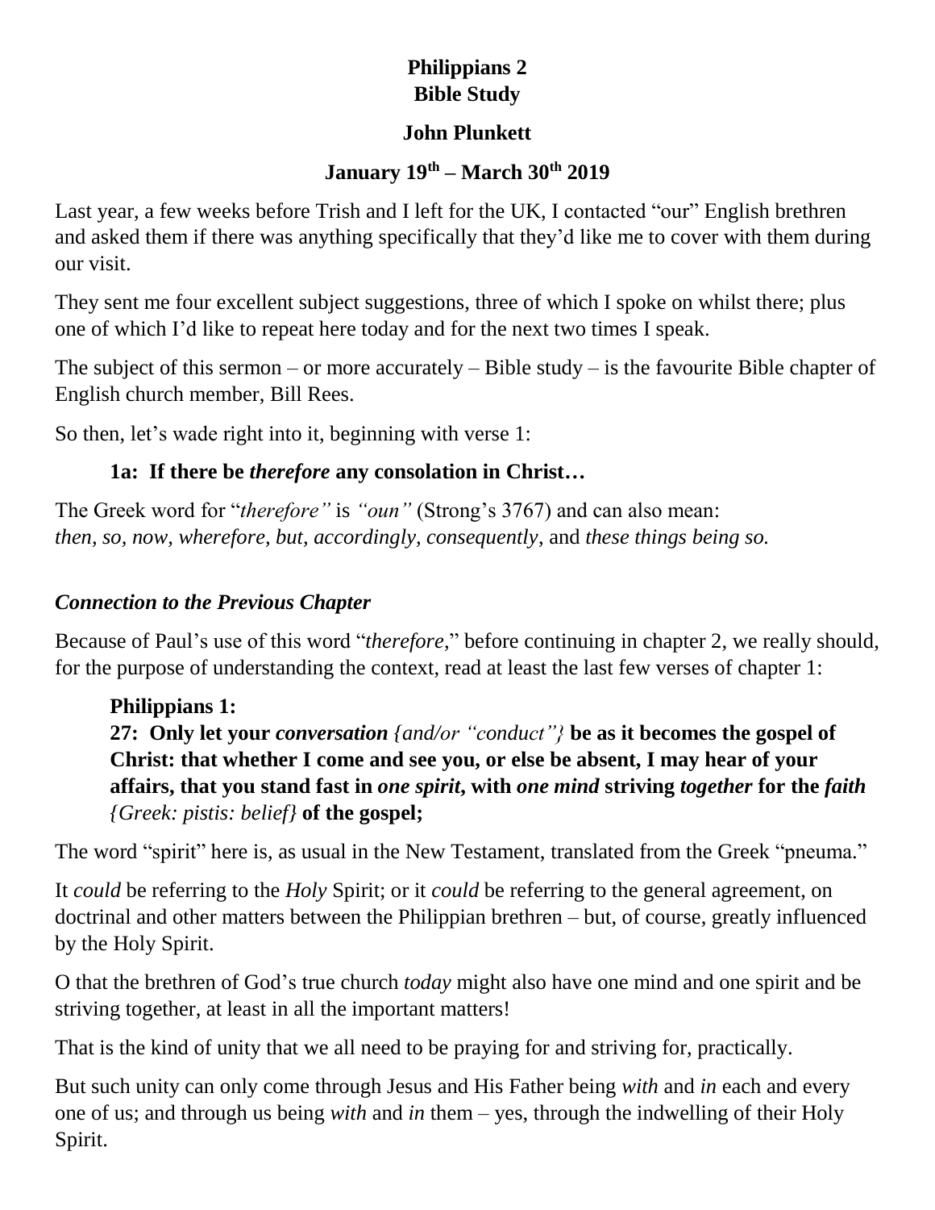# Philippians 2
# Bible Study

## John Plunkett

## January 19th – March 30th 2019

Last year, a few weeks before Trish and I left for the UK, I contacted "our" English brethren and asked them if there was anything specifically that they'd like me to cover with them during our visit.

They sent me four excellent subject suggestions, three of which I spoke on whilst there; plus one of which I'd like to repeat here today and for the next two times I speak.

The subject of this sermon – or more accurately – Bible study – is the favourite Bible chapter of English church member, Bill Rees.

So then, let's wade right into it, beginning with verse 1:

> **1a: If there be *therefore* any consolation in Christ…**

The Greek word for "*therefore"* is *"oun"* (Strong's 3767) and can also mean:
*then, so, now, wherefore, but, accordingly, consequently*, and *these things being so.*

### *Connection to the Previous Chapter*

Because of Paul's use of this word "*therefore*," before continuing in chapter 2, we really should, for the purpose of understanding the context, read at least the last few verses of chapter 1:

> **Philippians 1:**
> **27: Only let your *conversation* *{and/or "conduct"}* be as it becomes the gospel of Christ: that whether I come and see you, or else be absent, I may hear of your affairs, that you stand fast in *one spirit*, with *one mind* striving *together* for the *faith* *{Greek: pistis: belief}* of the gospel;**

The word "spirit" here is, as usual in the New Testament, translated from the Greek "pneuma."

It *could* be referring to the *Holy* Spirit; or it *could* be referring to the general agreement, on doctrinal and other matters between the Philippian brethren – but, of course, greatly influenced by the Holy Spirit.

O that the brethren of God's true church *today* might also have one mind and one spirit and be striving together, at least in all the important matters!

That is the kind of unity that we all need to be praying for and striving for, practically.

But such unity can only come through Jesus and His Father being *with* and *in* each and every one of us; and through us being *with* and *in* them – yes, through the indwelling of their Holy Spirit.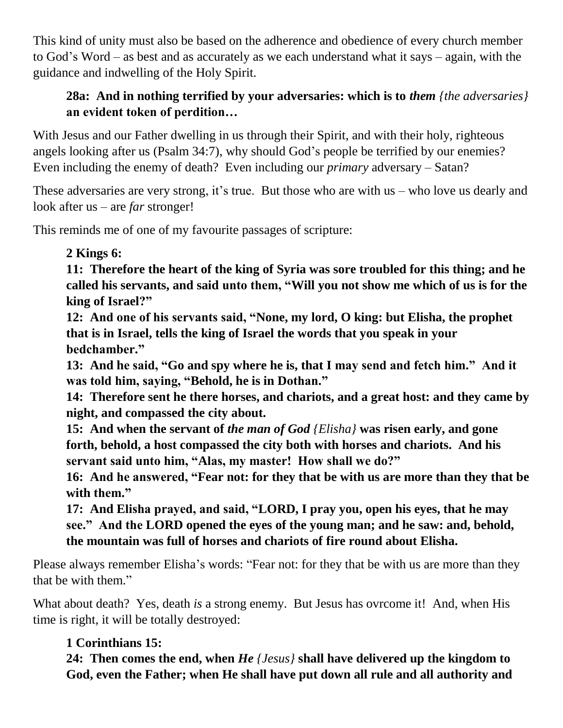This kind of unity must also be based on the adherence and obedience of every church member to God's Word – as best and as accurately as we each understand what it says – again, with the guidance and indwelling of the Holy Spirit.

> **28a: And in nothing terrified by your adversaries: which is to *them* {the adversaries} an evident token of perdition…**

With Jesus and our Father dwelling in us through their Spirit, and with their holy, righteous angels looking after us (Psalm 34:7), why should God's people be terrified by our enemies? Even including the enemy of death? Even including our *primary* adversary – Satan?

These adversaries are very strong, it's true. But those who are with us – who love us dearly and look after us – are *far* stronger!

This reminds me of one of my favourite passages of scripture:

> **2 Kings 6:**
> **11: Therefore the heart of the king of Syria was sore troubled for this thing; and he called his servants, and said unto them, "Will you not show me which of us is for the king of Israel?"**
> **12: And one of his servants said, "None, my lord, O king: but Elisha, the prophet that is in Israel, tells the king of Israel the words that you speak in your bedchamber."**
> **13: And he said, "Go and spy where he is, that I may send and fetch him." And it was told him, saying, "Behold, he is in Dothan."**
> **14: Therefore sent he there horses, and chariots, and a great host: and they came by night, and compassed the city about.**
> **15: And when the servant of *the man of God* {Elisha} was risen early, and gone forth, behold, a host compassed the city both with horses and chariots. And his servant said unto him, "Alas, my master! How shall we do?"**
> **16: And he answered, "Fear not: for they that be with us are more than they that be with them."**
> **17: And Elisha prayed, and said, "LORD, I pray you, open his eyes, that he may see." And the LORD opened the eyes of the young man; and he saw: and, behold, the mountain was full of horses and chariots of fire round about Elisha.**

Please always remember Elisha's words: "Fear not: for they that be with us are more than they that be with them."

What about death? Yes, death *is* a strong enemy. But Jesus has ovrcome it! And, when His time is right, it will be totally destroyed:

> **1 Corinthians 15:**
> **24: Then comes the end, when *He* {Jesus} shall have delivered up the kingdom to God, even the Father; when He shall have put down all rule and all authority and**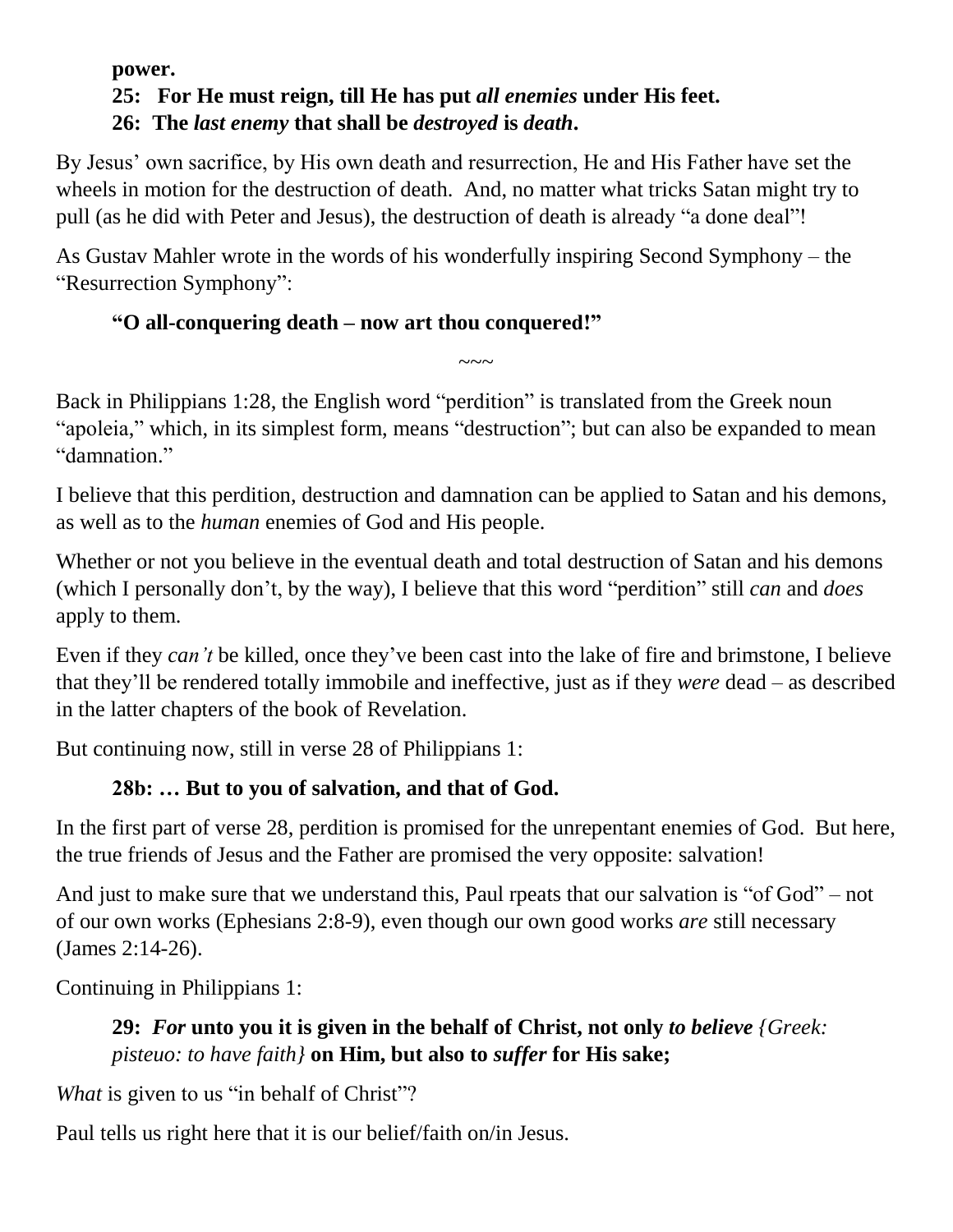**power.**

**25: For He must reign, till He has put *all enemies* under His feet.**

**26: The *last enemy* that shall be *destroyed* is *death*.**

By Jesus' own sacrifice, by His own death and resurrection, He and His Father have set the wheels in motion for the destruction of death. And, no matter what tricks Satan might try to pull (as he did with Peter and Jesus), the destruction of death is already "a done deal"!

As Gustav Mahler wrote in the words of his wonderfully inspiring Second Symphony – the "Resurrection Symphony":

**"O all-conquering death – now art thou conquered!"**

~~~

Back in Philippians 1:28, the English word "perdition" is translated from the Greek noun "apoleia," which, in its simplest form, means "destruction"; but can also be expanded to mean "damnation."

I believe that this perdition, destruction and damnation can be applied to Satan and his demons, as well as to the *human* enemies of God and His people.

Whether or not you believe in the eventual death and total destruction of Satan and his demons (which I personally don't, by the way), I believe that this word "perdition" still *can* and *does* apply to them.

Even if they *can't* be killed, once they've been cast into the lake of fire and brimstone, I believe that they'll be rendered totally immobile and ineffective, just as if they *were* dead – as described in the latter chapters of the book of Revelation.

But continuing now, still in verse 28 of Philippians 1:

**28b: … But to you of salvation, and that of God.**

In the first part of verse 28, perdition is promised for the unrepentant enemies of God. But here, the true friends of Jesus and the Father are promised the very opposite: salvation!

And just to make sure that we understand this, Paul rpeats that our salvation is "of God" – not of our own works (Ephesians 2:8-9), even though our own good works *are* still necessary (James 2:14-26).

Continuing in Philippians 1:

**29: *For* unto you it is given in the behalf of Christ, not only *to believe* {*Greek: pisteuo: to have faith*} on Him, but also to *suffer* for His sake;**

*What* is given to us "in behalf of Christ"?

Paul tells us right here that it is our belief/faith on/in Jesus.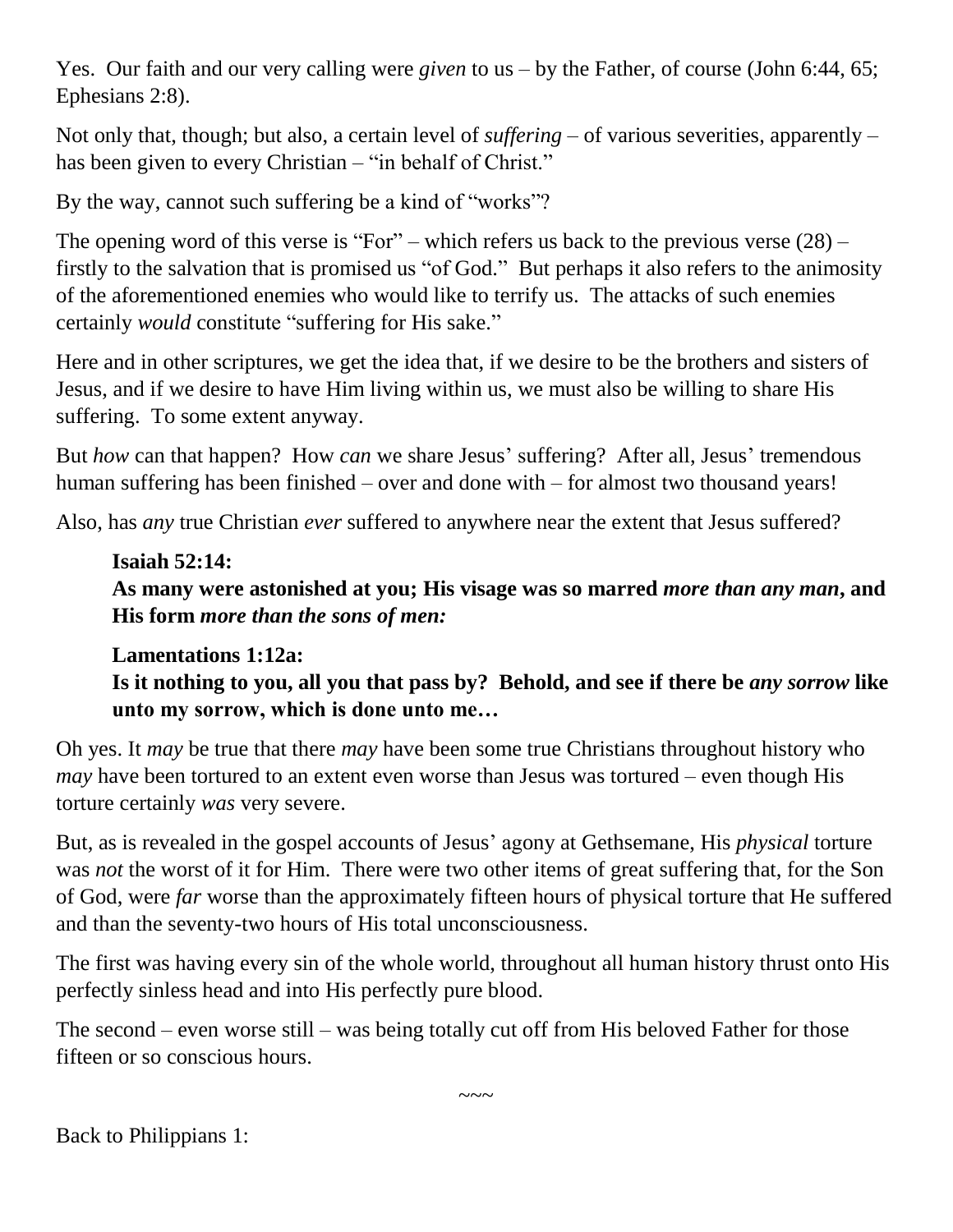Yes. Our faith and our very calling were *given* to us – by the Father, of course (John 6:44, 65; Ephesians 2:8).

Not only that, though; but also, a certain level of *suffering* – of various severities, apparently – has been given to every Christian – "in behalf of Christ."

By the way, cannot such suffering be a kind of "works"?

The opening word of this verse is "For" – which refers us back to the previous verse (28) – firstly to the salvation that is promised us "of God." But perhaps it also refers to the animosity of the aforementioned enemies who would like to terrify us. The attacks of such enemies certainly *would* constitute "suffering for His sake."

Here and in other scriptures, we get the idea that, if we desire to be the brothers and sisters of Jesus, and if we desire to have Him living within us, we must also be willing to share His suffering. To some extent anyway.

But *how* can that happen? How *can* we share Jesus' suffering? After all, Jesus' tremendous human suffering has been finished – over and done with – for almost two thousand years!

Also, has *any* true Christian *ever* suffered to anywhere near the extent that Jesus suffered?

> **Isaiah 52:14:**
> **As many were astonished at you; His visage was so marred *more than any man*, and His form *more than the sons of men:***
>
> **Lamentations 1:12a:**
> **Is it nothing to you, all you that pass by? Behold, and see if there be *any sorrow* like unto my sorrow, which is done unto me…**

Oh yes. It *may* be true that there *may* have been some true Christians throughout history who *may* have been tortured to an extent even worse than Jesus was tortured – even though His torture certainly *was* very severe.

But, as is revealed in the gospel accounts of Jesus' agony at Gethsemane, His *physical* torture was *not* the worst of it for Him. There were two other items of great suffering that, for the Son of God, were *far* worse than the approximately fifteen hours of physical torture that He suffered and than the seventy-two hours of His total unconsciousness.

The first was having every sin of the whole world, throughout all human history thrust onto His perfectly sinless head and into His perfectly pure blood.

The second – even worse still – was being totally cut off from His beloved Father for those fifteen or so conscious hours.

~~~

Back to Philippians 1: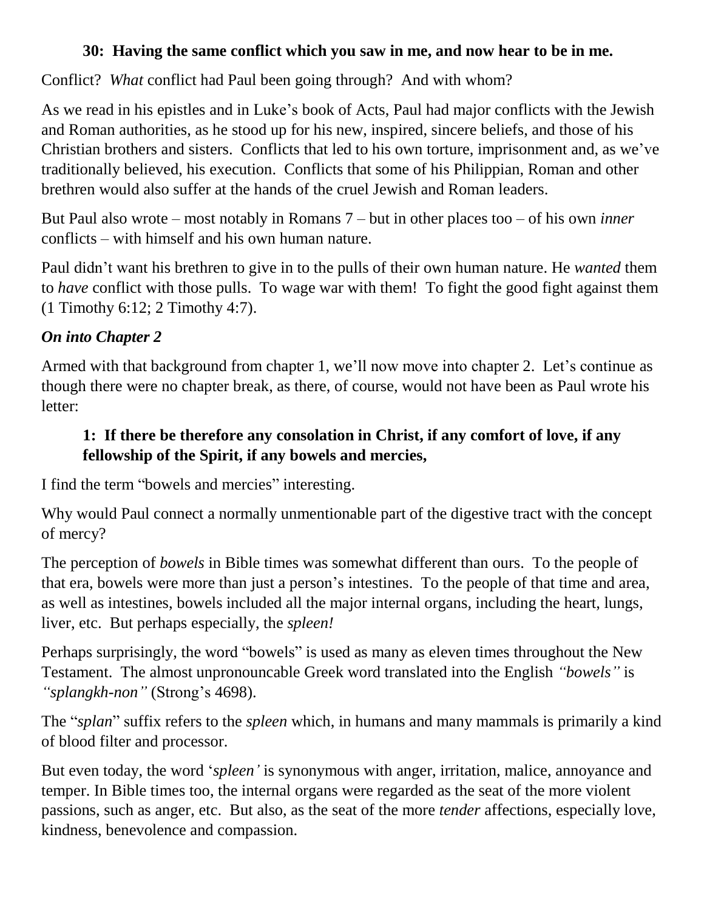**30: Having the same conflict which you saw in me, and now hear to be in me.**

Conflict? *What* conflict had Paul been going through? And with whom?

As we read in his epistles and in Luke's book of Acts, Paul had major conflicts with the Jewish and Roman authorities, as he stood up for his new, inspired, sincere beliefs, and those of his Christian brothers and sisters. Conflicts that led to his own torture, imprisonment and, as we've traditionally believed, his execution. Conflicts that some of his Philippian, Roman and other brethren would also suffer at the hands of the cruel Jewish and Roman leaders.

But Paul also wrote – most notably in Romans 7 – but in other places too – of his own *inner* conflicts – with himself and his own human nature.

Paul didn't want his brethren to give in to the pulls of their own human nature. He *wanted* them to *have* conflict with those pulls. To wage war with them! To fight the good fight against them (1 Timothy 6:12; 2 Timothy 4:7).

### *On into Chapter 2*

Armed with that background from chapter 1, we'll now move into chapter 2. Let's continue as though there were no chapter break, as there, of course, would not have been as Paul wrote his letter:

> **1: If there be therefore any consolation in Christ, if any comfort of love, if any fellowship of the Spirit, if any bowels and mercies,**

I find the term "bowels and mercies" interesting.

Why would Paul connect a normally unmentionable part of the digestive tract with the concept of mercy?

The perception of *bowels* in Bible times was somewhat different than ours. To the people of that era, bowels were more than just a person's intestines. To the people of that time and area, as well as intestines, bowels included all the major internal organs, including the heart, lungs, liver, etc. But perhaps especially, the *spleen!*

Perhaps surprisingly, the word "bowels" is used as many as eleven times throughout the New Testament. The almost unpronouncable Greek word translated into the English *"bowels"* is *"splangkh-non"* (Strong's 4698).

The "*splan*" suffix refers to the *spleen* which, in humans and many mammals is primarily a kind of blood filter and processor.

But even today, the word '*spleen'* is synonymous with anger, irritation, malice, annoyance and temper. In Bible times too, the internal organs were regarded as the seat of the more violent passions, such as anger, etc. But also, as the seat of the more *tender* affections, especially love, kindness, benevolence and compassion.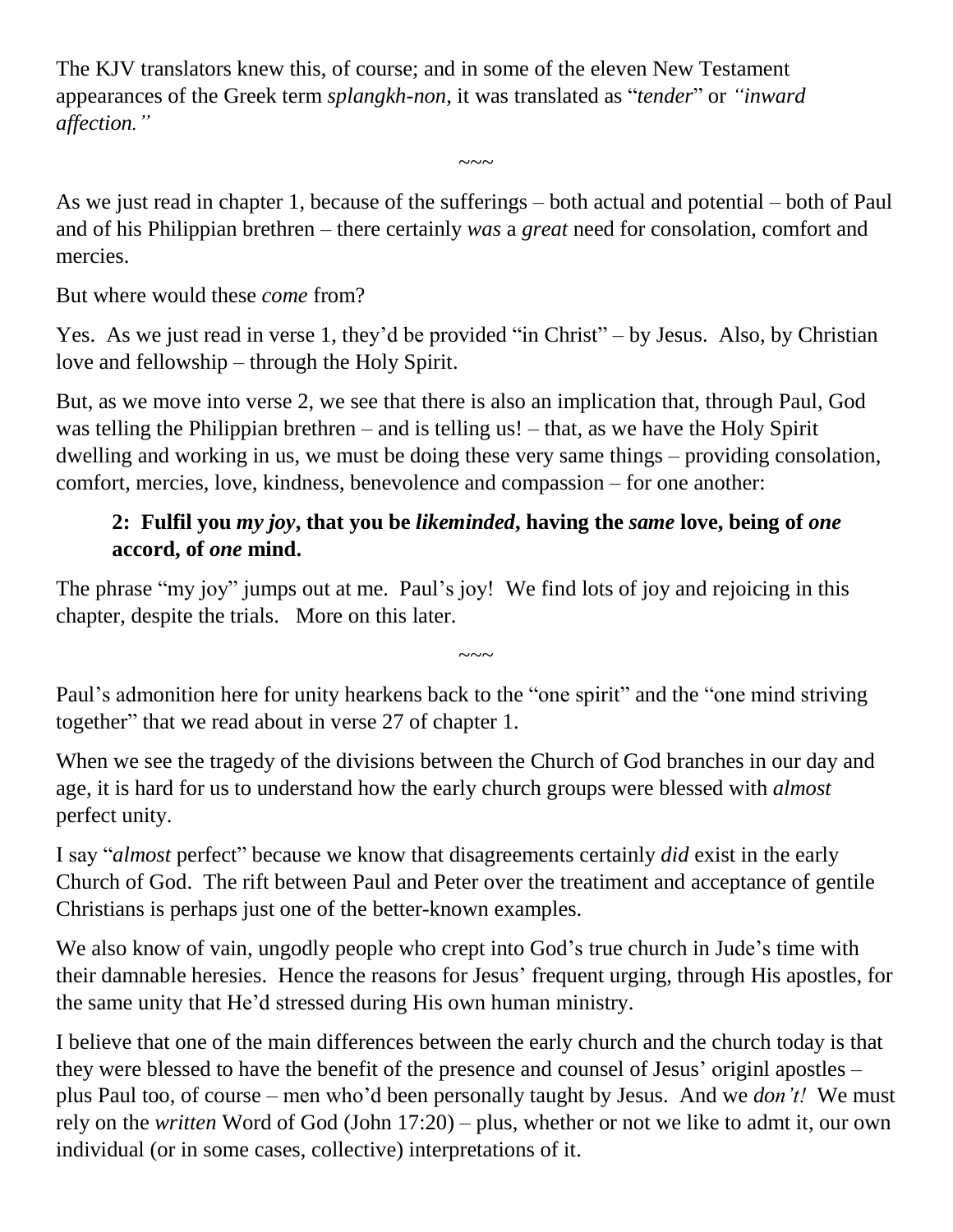The KJV translators knew this, of course; and in some of the eleven New Testament appearances of the Greek term *splangkh-non*, it was translated as "*tender*" or *"inward affection."*

~~~

As we just read in chapter 1, because of the sufferings – both actual and potential – both of Paul and of his Philippian brethren – there certainly *was* a *great* need for consolation, comfort and mercies.

But where would these *come* from?

Yes. As we just read in verse 1, they'd be provided "in Christ" – by Jesus. Also, by Christian love and fellowship – through the Holy Spirit.

But, as we move into verse 2, we see that there is also an implication that, through Paul, God was telling the Philippian brethren – and is telling us! – that, as we have the Holy Spirit dwelling and working in us, we must be doing these very same things – providing consolation, comfort, mercies, love, kindness, benevolence and compassion – for one another:

> **2: Fulfil you *my joy*, that you be *likeminded*, having the *same* love, being of *one* accord, of *one* mind.**

The phrase "my joy" jumps out at me. Paul's joy! We find lots of joy and rejoicing in this chapter, despite the trials. More on this later.

~~~

Paul's admonition here for unity hearkens back to the "one spirit" and the "one mind striving together" that we read about in verse 27 of chapter 1.

When we see the tragedy of the divisions between the Church of God branches in our day and age, it is hard for us to understand how the early church groups were blessed with *almost* perfect unity.

I say "*almost* perfect" because we know that disagreements certainly *did* exist in the early Church of God. The rift between Paul and Peter over the treatiment and acceptance of gentile Christians is perhaps just one of the better-known examples.

We also know of vain, ungodly people who crept into God's true church in Jude's time with their damnable heresies. Hence the reasons for Jesus' frequent urging, through His apostles, for the same unity that He'd stressed during His own human ministry.

I believe that one of the main differences between the early church and the church today is that they were blessed to have the benefit of the presence and counsel of Jesus' originl apostles – plus Paul too, of course – men who'd been personally taught by Jesus. And we *don't!* We must rely on the *written* Word of God (John 17:20) – plus, whether or not we like to admt it, our own individual (or in some cases, collective) interpretations of it.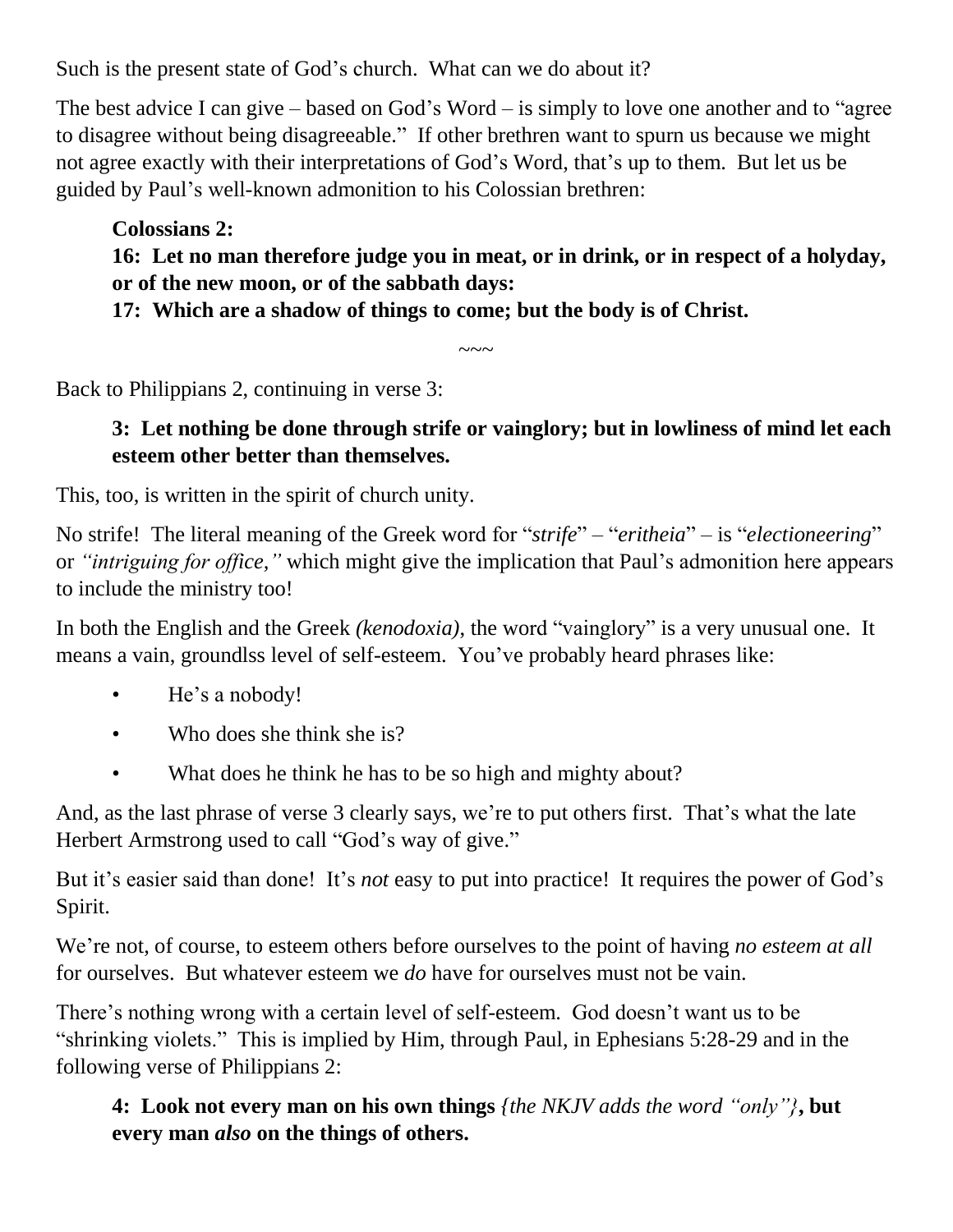Such is the present state of God's church. What can we do about it?

The best advice I can give – based on God's Word – is simply to love one another and to "agree to disagree without being disagreeable." If other brethren want to spurn us because we might not agree exactly with their interpretations of God's Word, that's up to them. But let us be guided by Paul's well-known admonition to his Colossian brethren:

> **Colossians 2:**
> **16: Let no man therefore judge you in meat, or in drink, or in respect of a holyday, or of the new moon, or of the sabbath days:**
> **17: Which are a shadow of things to come; but the body is of Christ.**

~~~

Back to Philippians 2, continuing in verse 3:

> **3: Let nothing be done through strife or vainglory; but in lowliness of mind let each esteem other better than themselves.**

This, too, is written in the spirit of church unity.

No strife! The literal meaning of the Greek word for "*strife*" – "*eritheia*" – is "*electioneering*" or *"intriguing for office,"* which might give the implication that Paul's admonition here appears to include the ministry too!

In both the English and the Greek *(kenodoxia)*, the word "vainglory" is a very unusual one. It means a vain, groundlss level of self-esteem. You've probably heard phrases like:

- He's a nobody!
- Who does she think she is?
- What does he think he has to be so high and mighty about?

And, as the last phrase of verse 3 clearly says, we're to put others first. That's what the late Herbert Armstrong used to call "God's way of give."

But it's easier said than done! It's *not* easy to put into practice! It requires the power of God's Spirit.

We're not, of course, to esteem others before ourselves to the point of having *no esteem at all* for ourselves. But whatever esteem we *do* have for ourselves must not be vain.

There's nothing wrong with a certain level of self-esteem. God doesn't want us to be "shrinking violets." This is implied by Him, through Paul, in Ephesians 5:28-29 and in the following verse of Philippians 2:

> **4: Look not every man on his own things** *{the NKJV adds the word "only"}*, **but every man *also* on the things of others.**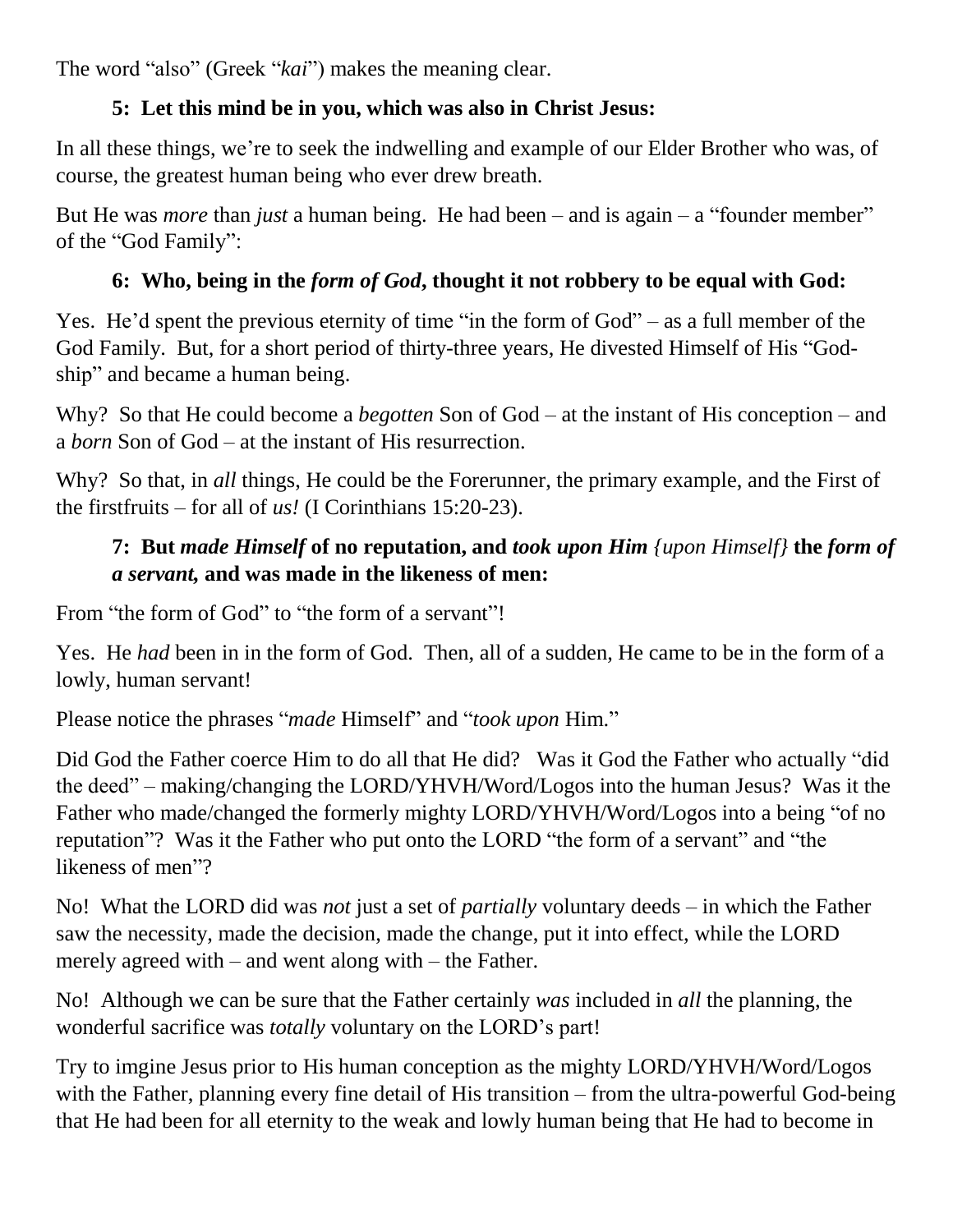The word "also" (Greek "*kai*") makes the meaning clear.

**5: Let this mind be in you, which was also in Christ Jesus:**

In all these things, we're to seek the indwelling and example of our Elder Brother who was, of course, the greatest human being who ever drew breath.

But He was *more* than *just* a human being. He had been – and is again – a "founder member" of the "God Family":

**6: Who, being in the *form of God*, thought it not robbery to be equal with God:**

Yes. He'd spent the previous eternity of time "in the form of God" – as a full member of the God Family. But, for a short period of thirty-three years, He divested Himself of His "God-ship" and became a human being.

Why? So that He could become a *begotten* Son of God – at the instant of His conception – and a *born* Son of God – at the instant of His resurrection.

Why? So that, in *all* things, He could be the Forerunner, the primary example, and the First of the firstfruits – for all of *us!* (I Corinthians 15:20-23).

**7: But *made Himself* of no reputation, and *took upon Him* {*upon Himself*} the *form of a servant,* and was made in the likeness of men:**

From "the form of God" to "the form of a servant"!

Yes. He *had* been in in the form of God. Then, all of a sudden, He came to be in the form of a lowly, human servant!

Please notice the phrases "*made* Himself" and "*took upon* Him."

Did God the Father coerce Him to do all that He did? Was it God the Father who actually "did the deed" – making/changing the LORD/YHVH/Word/Logos into the human Jesus? Was it the Father who made/changed the formerly mighty LORD/YHVH/Word/Logos into a being "of no reputation"? Was it the Father who put onto the LORD "the form of a servant" and "the likeness of men"?

No! What the LORD did was *not* just a set of *partially* voluntary deeds – in which the Father saw the necessity, made the decision, made the change, put it into effect, while the LORD merely agreed with – and went along with – the Father.

No! Although we can be sure that the Father certainly *was* included in *all* the planning, the wonderful sacrifice was *totally* voluntary on the LORD's part!

Try to imgine Jesus prior to His human conception as the mighty LORD/YHVH/Word/Logos with the Father, planning every fine detail of His transition – from the ultra-powerful God-being that He had been for all eternity to the weak and lowly human being that He had to become in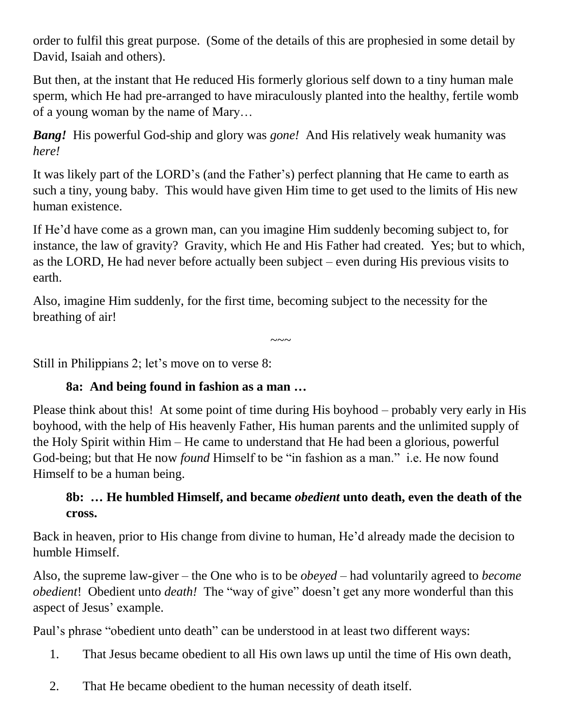order to fulfil this great purpose. (Some of the details of this are prophesied in some detail by David, Isaiah and others).

But then, at the instant that He reduced His formerly glorious self down to a tiny human male sperm, which He had pre-arranged to have miraculously planted into the healthy, fertile womb of a young woman by the name of Mary…

***Bang!*** His powerful God-ship and glory was *gone!* And His relatively weak humanity was *here!*

It was likely part of the LORD's (and the Father's) perfect planning that He came to earth as such a tiny, young baby. This would have given Him time to get used to the limits of His new human existence.

If He'd have come as a grown man, can you imagine Him suddenly becoming subject to, for instance, the law of gravity? Gravity, which He and His Father had created. Yes; but to which, as the LORD, He had never before actually been subject – even during His previous visits to earth.

Also, imagine Him suddenly, for the first time, becoming subject to the necessity for the breathing of air!

~~~

Still in Philippians 2; let's move on to verse 8:

> **8a: And being found in fashion as a man …**

Please think about this! At some point of time during His boyhood – probably very early in His boyhood, with the help of His heavenly Father, His human parents and the unlimited supply of the Holy Spirit within Him – He came to understand that He had been a glorious, powerful God-being; but that He now *found* Himself to be "in fashion as a man." i.e. He now found Himself to be a human being.

> **8b: … He humbled Himself, and became *obedient* unto death, even the death of the cross.**

Back in heaven, prior to His change from divine to human, He'd already made the decision to humble Himself.

Also, the supreme law-giver – the One who is to be *obeyed* – had voluntarily agreed to *become obedient*! Obedient unto *death!* The "way of give" doesn't get any more wonderful than this aspect of Jesus' example.

Paul's phrase "obedient unto death" can be understood in at least two different ways:

1. That Jesus became obedient to all His own laws up until the time of His own death,
2. That He became obedient to the human necessity of death itself.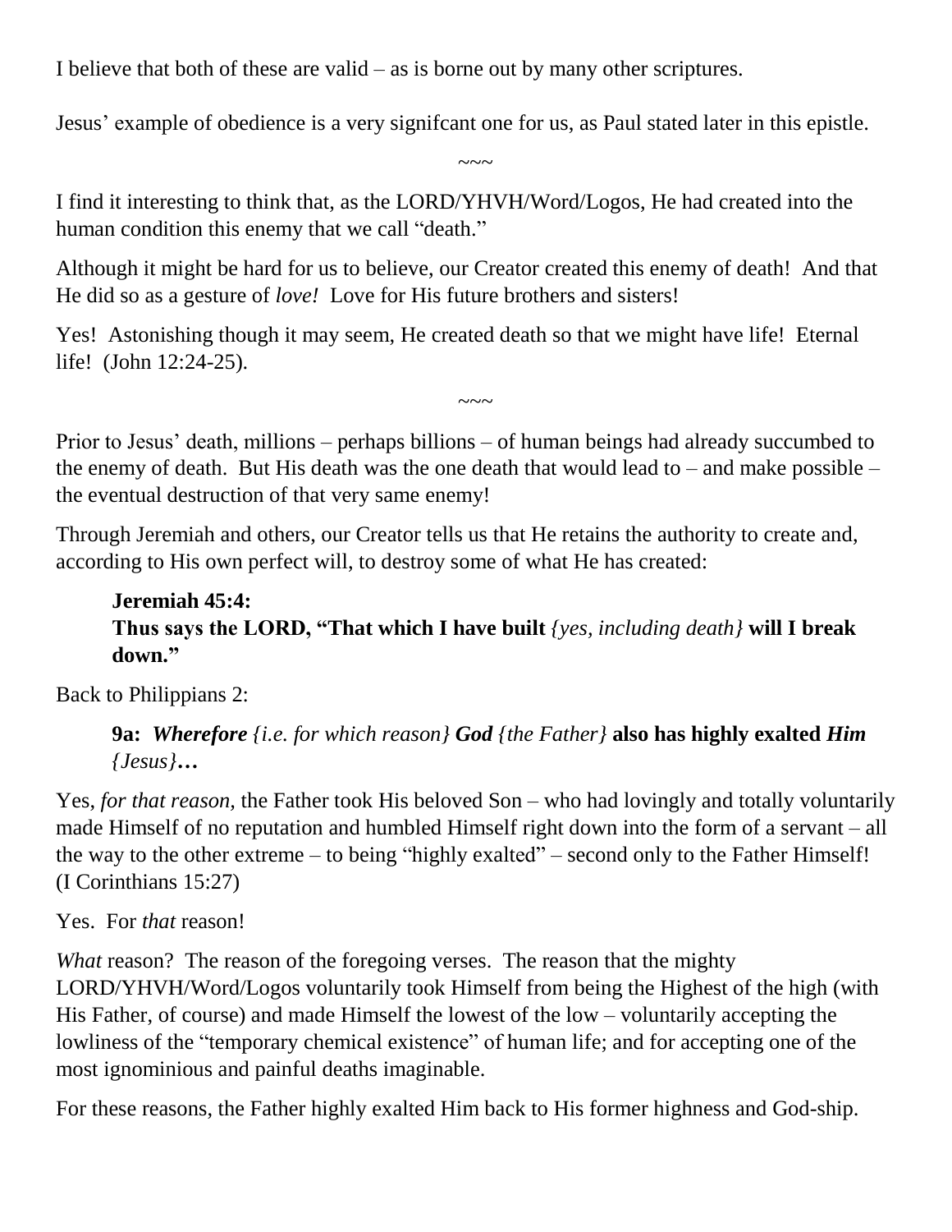I believe that both of these are valid – as is borne out by many other scriptures.

Jesus' example of obedience is a very signifcant one for us, as Paul stated later in this epistle.

~~~

I find it interesting to think that, as the LORD/YHVH/Word/Logos, He had created into the human condition this enemy that we call "death."

Although it might be hard for us to believe, our Creator created this enemy of death! And that He did so as a gesture of *love!* Love for His future brothers and sisters!

Yes! Astonishing though it may seem, He created death so that we might have life! Eternal life! (John 12:24-25).

~~~

Prior to Jesus' death, millions – perhaps billions – of human beings had already succumbed to the enemy of death. But His death was the one death that would lead to – and make possible – the eventual destruction of that very same enemy!

Through Jeremiah and others, our Creator tells us that He retains the authority to create and, according to His own perfect will, to destroy some of what He has created:

> **Jeremiah 45:4:**
> **Thus says the LORD, "That which I have built** *{yes, including death}* **will I break down."**

Back to Philippians 2:

> **9a:** ***Wherefore*** *{i.e. for which reason}* ***God*** *{the Father}* **also has highly exalted** ***Him*** *{Jesus}***…**

Yes, *for that reason,* the Father took His beloved Son – who had lovingly and totally voluntarily made Himself of no reputation and humbled Himself right down into the form of a servant – all the way to the other extreme – to being "highly exalted" – second only to the Father Himself! (I Corinthians 15:27)

Yes. For *that* reason!

*What* reason? The reason of the foregoing verses. The reason that the mighty LORD/YHVH/Word/Logos voluntarily took Himself from being the Highest of the high (with His Father, of course) and made Himself the lowest of the low – voluntarily accepting the lowliness of the "temporary chemical existence" of human life; and for accepting one of the most ignominious and painful deaths imaginable.

For these reasons, the Father highly exalted Him back to His former highness and God-ship.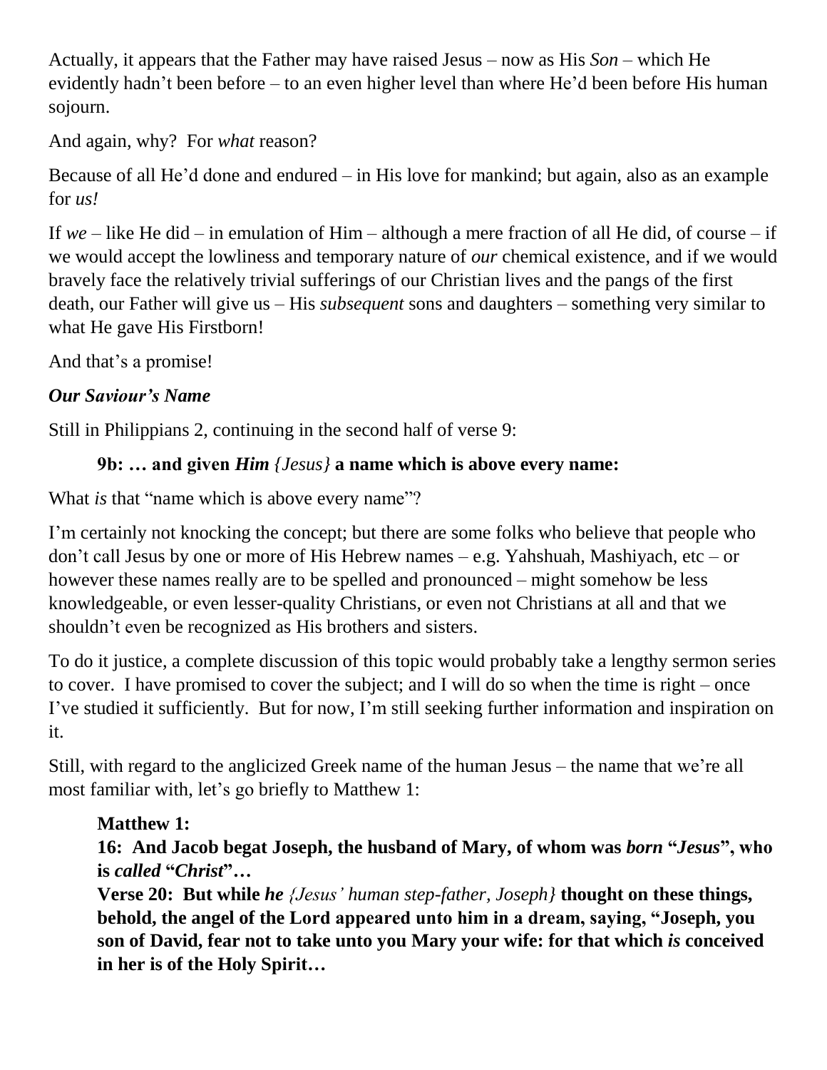Actually, it appears that the Father may have raised Jesus – now as His *Son* – which He evidently hadn't been before – to an even higher level than where He'd been before His human sojourn.

And again, why? For *what* reason?

Because of all He'd done and endured – in His love for mankind; but again, also as an example for *us!*

If *we* – like He did – in emulation of Him – although a mere fraction of all He did, of course – if we would accept the lowliness and temporary nature of *our* chemical existence, and if we would bravely face the relatively trivial sufferings of our Christian lives and the pangs of the first death, our Father will give us – His *subsequent* sons and daughters – something very similar to what He gave His Firstborn!

And that's a promise!

***Our Saviour's Name***

Still in Philippians 2, continuing in the second half of verse 9:

> **9b: … and given *Him* {*Jesus*} a name which is above every name:**

What *is* that "name which is above every name"?

I'm certainly not knocking the concept; but there are some folks who believe that people who don't call Jesus by one or more of His Hebrew names – e.g. Yahshuah, Mashiyach, etc – or however these names really are to be spelled and pronounced – might somehow be less knowledgeable, or even lesser-quality Christians, or even not Christians at all and that we shouldn't even be recognized as His brothers and sisters.

To do it justice, a complete discussion of this topic would probably take a lengthy sermon series to cover. I have promised to cover the subject; and I will do so when the time is right – once I've studied it sufficiently. But for now, I'm still seeking further information and inspiration on it.

Still, with regard to the anglicized Greek name of the human Jesus – the name that we're all most familiar with, let's go briefly to Matthew 1:

> **Matthew 1:**
> **16: And Jacob begat Joseph, the husband of Mary, of whom was *born* "*Jesus*", who is *called* "*Christ*"…**
> **Verse 20: But while *he* {*Jesus' human step-father, Joseph*} thought on these things, behold, the angel of the Lord appeared unto him in a dream, saying, "Joseph, you son of David, fear not to take unto you Mary your wife: for that which *is* conceived in her is of the Holy Spirit…**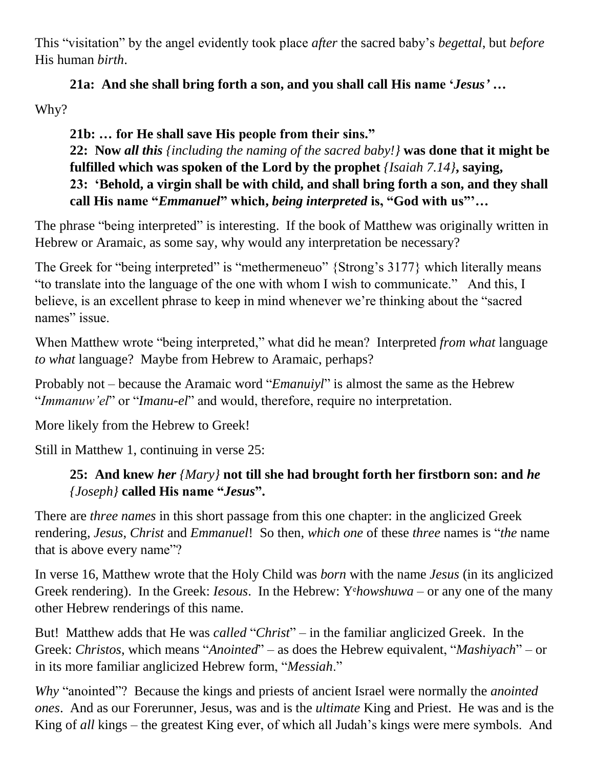This "visitation" by the angel evidently took place *after* the sacred baby's *begettal*, but *before* His human *birth*.

> **21a: And she shall bring forth a son, and you shall call His name '*Jesus'* …**

Why?

> **21b: … for He shall save His people from their sins."**
> **22: Now *all this* *{including the naming of the sacred baby!}* was done that it might be fulfilled which was spoken of the Lord by the prophet *{Isaiah 7.14}*, saying,**
> **23: 'Behold, a virgin shall be with child, and shall bring forth a son, and they shall call His name "*Emmanuel*" which, *being interpreted* is, "God with us"'…**

The phrase "being interpreted" is interesting. If the book of Matthew was originally written in Hebrew or Aramaic, as some say, why would any interpretation be necessary?

The Greek for "being interpreted" is "methermeneuo" {Strong's 3177} which literally means "to translate into the language of the one with whom I wish to communicate." And this, I believe, is an excellent phrase to keep in mind whenever we're thinking about the "sacred names" issue.

When Matthew wrote "being interpreted," what did he mean? Interpreted *from what* language *to what* language? Maybe from Hebrew to Aramaic, perhaps?

Probably not – because the Aramaic word "*Emanuiyl*" is almost the same as the Hebrew "*Immanuw'el*" or "*Imanu-el*" and would, therefore, require no interpretation.

More likely from the Hebrew to Greek!

Still in Matthew 1, continuing in verse 25:

> **25: And knew *her* *{Mary}* not till she had brought forth her firstborn son: and *he* *{Joseph}* called His name "*Jesus*".**

There are *three names* in this short passage from this one chapter: in the anglicized Greek rendering, *Jesus*, *Christ* and *Emmanuel*! So then, *which one* of these *three* names is "*the* name that is above every name"?

In verse 16, Matthew wrote that the Holy Child was *born* with the name *Jesus* (in its anglicized Greek rendering). In the Greek: *Iesous*. In the Hebrew: Y[e]*howshuwa* – or any one of the many other Hebrew renderings of this name.

But! Matthew adds that He was *called* "*Christ*" – in the familiar anglicized Greek. In the Greek: *Christos*, which means "*Anointed*" – as does the Hebrew equivalent, "*Mashiyach*" – or in its more familiar anglicized Hebrew form, "*Messiah*."

*Why* "anointed"? Because the kings and priests of ancient Israel were normally the *anointed ones*. And as our Forerunner, Jesus, was and is the *ultimate* King and Priest. He was and is the King of *all* kings – the greatest King ever, of which all Judah's kings were mere symbols. And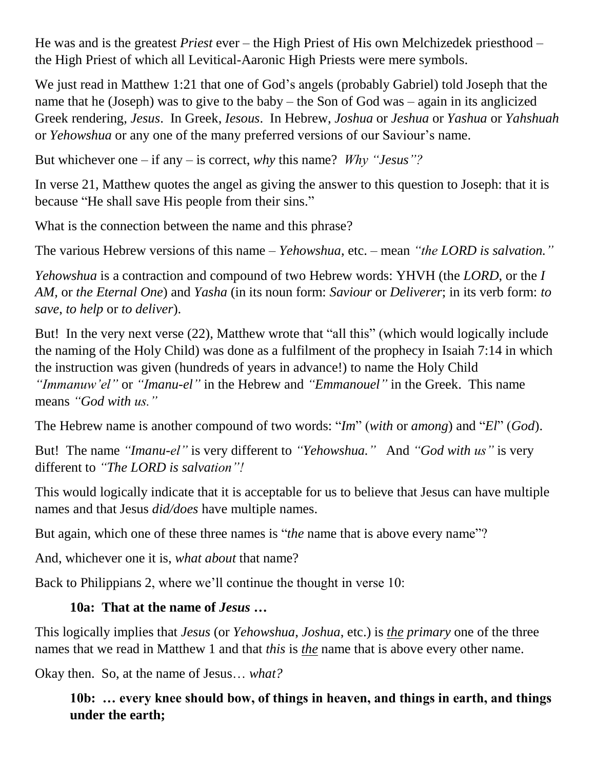He was and is the greatest *Priest* ever – the High Priest of His own Melchizedek priesthood – the High Priest of which all Levitical-Aaronic High Priests were mere symbols.

We just read in Matthew 1:21 that one of God's angels (probably Gabriel) told Joseph that the name that he (Joseph) was to give to the baby – the Son of God was – again in its anglicized Greek rendering, *Jesus*. In Greek, *Iesous*. In Hebrew, *Joshua* or *Jeshua* or *Yashua* or *Yahshuah* or *Yehowshua* or any one of the many preferred versions of our Saviour's name.

But whichever one – if any – is correct, *why* this name? *Why "Jesus"?*

In verse 21, Matthew quotes the angel as giving the answer to this question to Joseph: that it is because "He shall save His people from their sins."

What is the connection between the name and this phrase?

The various Hebrew versions of this name – *Yehowshua*, etc. – mean *"the LORD is salvation."*

*Yehowshua* is a contraction and compound of two Hebrew words: YHVH (the *LORD*, or the *I AM*, or *the Eternal One*) and *Yasha* (in its noun form: *Saviour* or *Deliverer*; in its verb form: *to save*, *to help* or *to deliver*).

But! In the very next verse (22), Matthew wrote that "all this" (which would logically include the naming of the Holy Child) was done as a fulfilment of the prophecy in Isaiah 7:14 in which the instruction was given (hundreds of years in advance!) to name the Holy Child *"Immanuw'el"* or *"Imanu-el"* in the Hebrew and *"Emmanouel"* in the Greek. This name means *"God with us."*

The Hebrew name is another compound of two words: "*Im*" (*with* or *among*) and "*El*" (*God*).

But! The name *"Imanu-el"* is very different to *"Yehowshua."* And *"God with us"* is very different to *"The LORD is salvation"!*

This would logically indicate that it is acceptable for us to believe that Jesus can have multiple names and that Jesus *did/does* have multiple names.

But again, which one of these three names is "*the* name that is above every name"?

And, whichever one it is, *what about* that name?

Back to Philippians 2, where we'll continue the thought in verse 10:

> **10a: That at the name of *Jesus* …**

This logically implies that *Jesus* (or *Yehowshua*, *Joshua*, etc.) is ***the*** *primary* one of the three names that we read in Matthew 1 and that *this* is ***the*** name that is above every other name.

Okay then. So, at the name of Jesus… *what?*

> **10b: … every knee should bow, of things in heaven, and things in earth, and things under the earth;**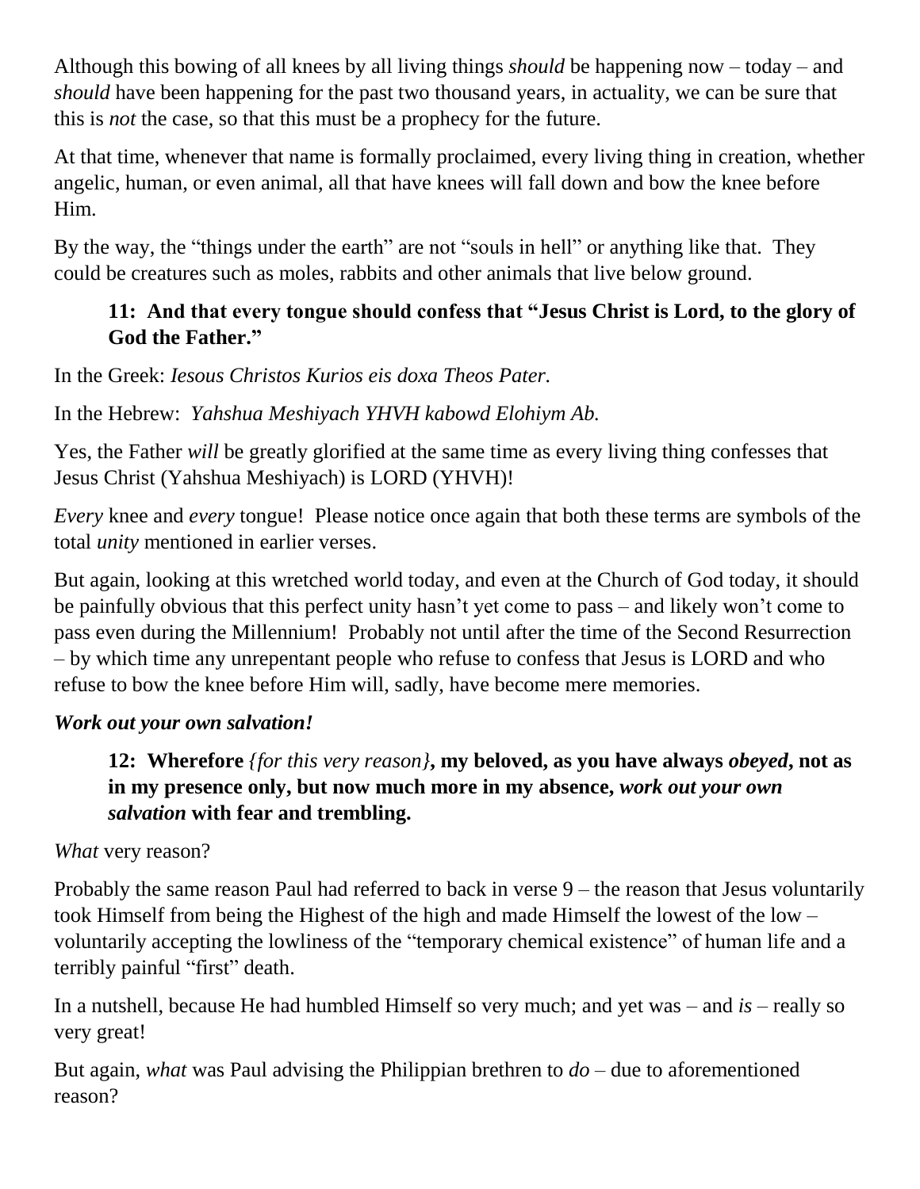Although this bowing of all knees by all living things *should* be happening now – today – and *should* have been happening for the past two thousand years, in actuality, we can be sure that this is *not* the case, so that this must be a prophecy for the future.

At that time, whenever that name is formally proclaimed, every living thing in creation, whether angelic, human, or even animal, all that have knees will fall down and bow the knee before Him.

By the way, the "things under the earth" are not "souls in hell" or anything like that. They could be creatures such as moles, rabbits and other animals that live below ground.

> **11: And that every tongue should confess that "Jesus Christ is Lord, to the glory of God the Father."**

In the Greek: *Iesous Christos Kurios eis doxa Theos Pater.*

In the Hebrew: *Yahshua Meshiyach YHVH kabowd Elohiym Ab.*

Yes, the Father *will* be greatly glorified at the same time as every living thing confesses that Jesus Christ (Yahshua Meshiyach) is LORD (YHVH)!

*Every* knee and *every* tongue! Please notice once again that both these terms are symbols of the total *unity* mentioned in earlier verses.

But again, looking at this wretched world today, and even at the Church of God today, it should be painfully obvious that this perfect unity hasn't yet come to pass – and likely won't come to pass even during the Millennium! Probably not until after the time of the Second Resurrection – by which time any unrepentant people who refuse to confess that Jesus is LORD and who refuse to bow the knee before Him will, sadly, have become mere memories.

***Work out your own salvation!***

> **12: Wherefore** *{for this very reason}***, my beloved, as you have always *obeyed*, not as in my presence only, but now much more in my absence, *work out your own salvation* with fear and trembling.**

*What* very reason?

Probably the same reason Paul had referred to back in verse 9 – the reason that Jesus voluntarily took Himself from being the Highest of the high and made Himself the lowest of the low – voluntarily accepting the lowliness of the "temporary chemical existence" of human life and a terribly painful "first" death.

In a nutshell, because He had humbled Himself so very much; and yet was – and *is* – really so very great!

But again, *what* was Paul advising the Philippian brethren to *do* – due to aforementioned reason?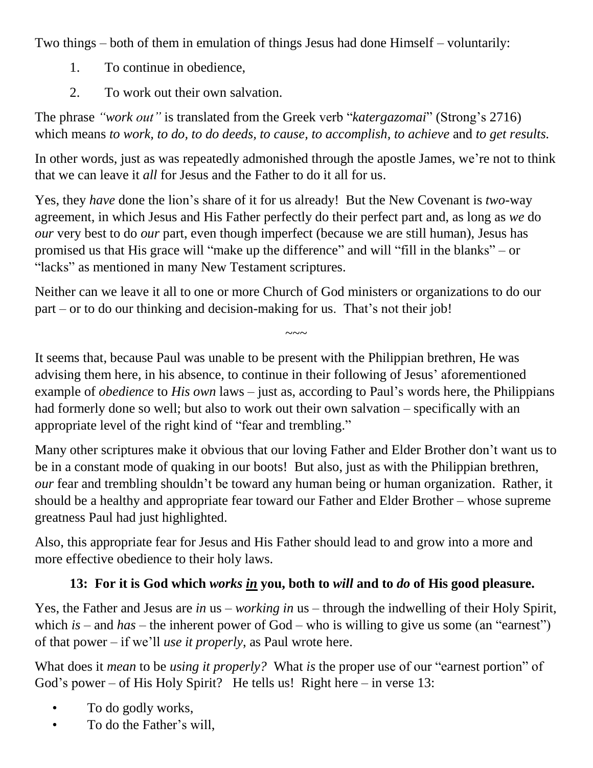Two things – both of them in emulation of things Jesus had done Himself – voluntarily:

1. To continue in obedience,
2. To work out their own salvation.

The phrase *"work out"* is translated from the Greek verb "*katergazomai*" (Strong's 2716) which means *to work, to do, to do deeds, to cause, to accomplish, to achieve* and *to get results.*

In other words, just as was repeatedly admonished through the apostle James, we're not to think that we can leave it *all* for Jesus and the Father to do it all for us.

Yes, they *have* done the lion's share of it for us already! But the New Covenant is *two*-way agreement, in which Jesus and His Father perfectly do their perfect part and, as long as *we* do *our* very best to do *our* part, even though imperfect (because we are still human), Jesus has promised us that His grace will "make up the difference" and will "fill in the blanks" – or "lacks" as mentioned in many New Testament scriptures.

Neither can we leave it all to one or more Church of God ministers or organizations to do our part – or to do our thinking and decision-making for us. That's not their job!

~~~

It seems that, because Paul was unable to be present with the Philippian brethren, He was advising them here, in his absence, to continue in their following of Jesus' aforementioned example of *obedience* to *His own* laws – just as, according to Paul's words here, the Philippians had formerly done so well; but also to work out their own salvation – specifically with an appropriate level of the right kind of "fear and trembling."

Many other scriptures make it obvious that our loving Father and Elder Brother don't want us to be in a constant mode of quaking in our boots! But also, just as with the Philippian brethren, *our* fear and trembling shouldn't be toward any human being or human organization. Rather, it should be a healthy and appropriate fear toward our Father and Elder Brother – whose supreme greatness Paul had just highlighted.

Also, this appropriate fear for Jesus and His Father should lead to and grow into a more and more effective obedience to their holy laws.

**13: For it is God which *works <u>in</u>* you, both to *will* and to *do* of His good pleasure.**

Yes, the Father and Jesus are *in* us – *working in* us – through the indwelling of their Holy Spirit, which *is* – and *has* – the inherent power of God – who is willing to give us some (an "earnest") of that power – if we'll *use it properly,* as Paul wrote here.

What does it *mean* to be *using it properly?* What *is* the proper use of our "earnest portion" of God's power – of His Holy Spirit? He tells us! Right here – in verse 13:

- To do godly works,
- To do the Father's will,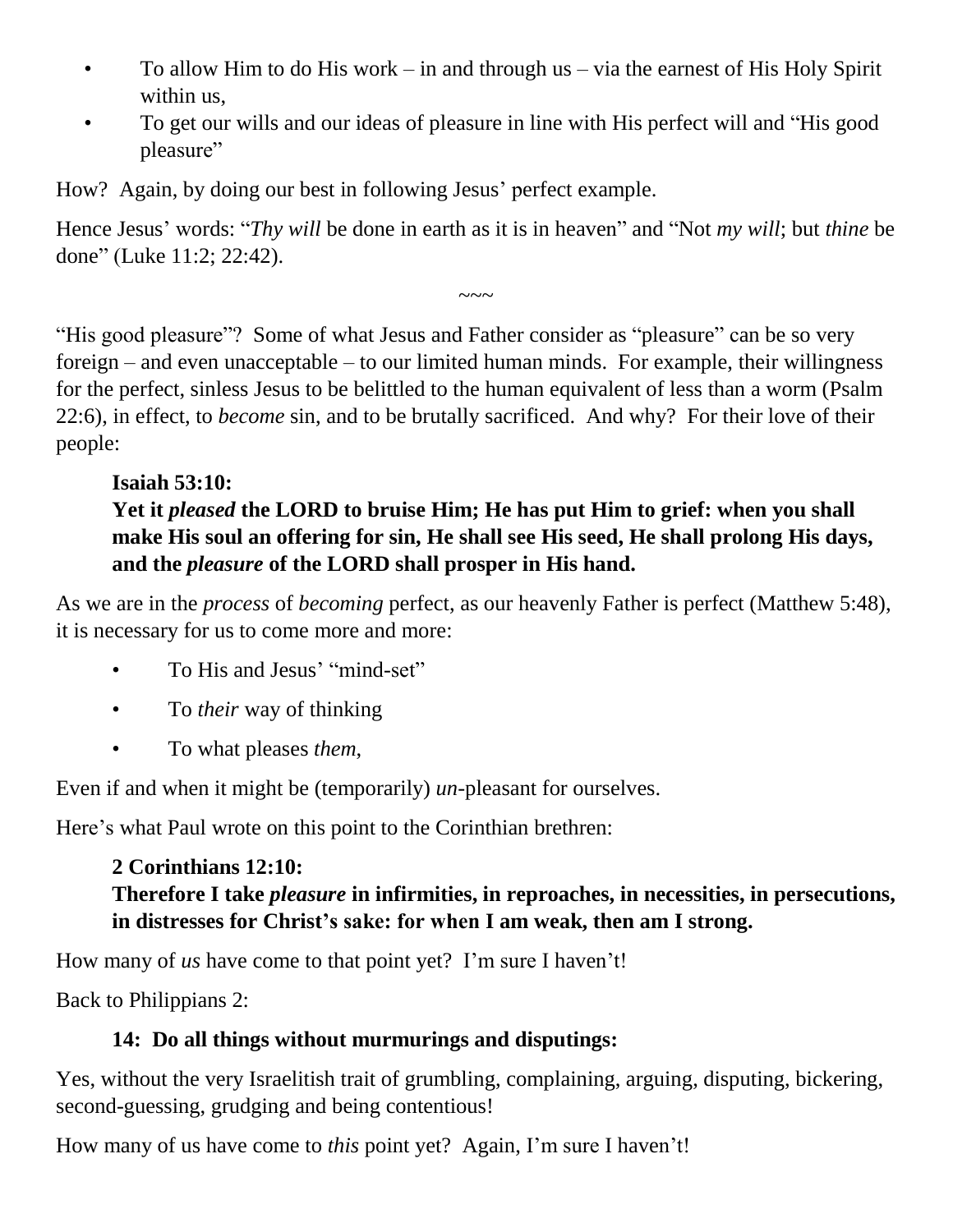- To allow Him to do His work – in and through us – via the earnest of His Holy Spirit within us,
- To get our wills and our ideas of pleasure in line with His perfect will and "His good pleasure"

How? Again, by doing our best in following Jesus' perfect example.

Hence Jesus' words: "*Thy will* be done in earth as it is in heaven" and "Not *my will*; but *thine* be done" (Luke 11:2; 22:42).

~~~

"His good pleasure"? Some of what Jesus and Father consider as "pleasure" can be so very foreign – and even unacceptable – to our limited human minds. For example, their willingness for the perfect, sinless Jesus to be belittled to the human equivalent of less than a worm (Psalm 22:6), in effect, to *become* sin, and to be brutally sacrificed. And why? For their love of their people:

> **Isaiah 53:10:**
> **Yet it *pleased* the LORD to bruise Him; He has put Him to grief: when you shall make His soul an offering for sin, He shall see His seed, He shall prolong His days, and the *pleasure* of the LORD shall prosper in His hand.**

As we are in the *process* of *becoming* perfect, as our heavenly Father is perfect (Matthew 5:48), it is necessary for us to come more and more:

- To His and Jesus' "mind-set"
- To *their* way of thinking
- To what pleases *them*,

Even if and when it might be (temporarily) *un*-pleasant for ourselves.

Here's what Paul wrote on this point to the Corinthian brethren:

> **2 Corinthians 12:10:**
> **Therefore I take *pleasure* in infirmities, in reproaches, in necessities, in persecutions, in distresses for Christ's sake: for when I am weak, then am I strong.**

How many of *us* have come to that point yet? I'm sure I haven't!

Back to Philippians 2:

> **14: Do all things without murmurings and disputings:**

Yes, without the very Israelitish trait of grumbling, complaining, arguing, disputing, bickering, second-guessing, grudging and being contentious!

How many of us have come to *this* point yet? Again, I'm sure I haven't!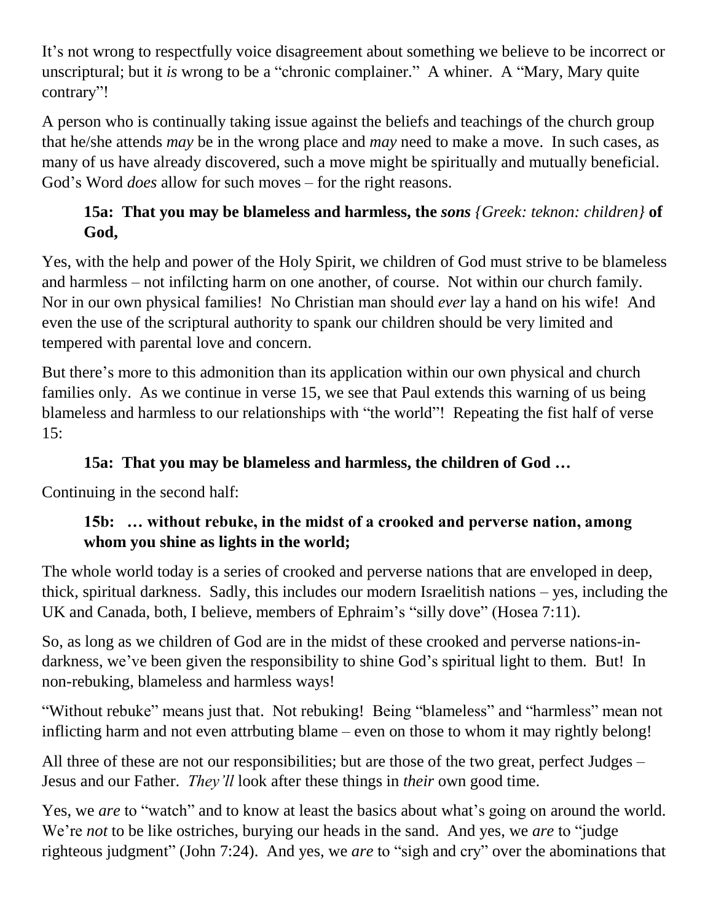It's not wrong to respectfully voice disagreement about something we believe to be incorrect or unscriptural; but it *is* wrong to be a "chronic complainer." A whiner. A "Mary, Mary quite contrary"!

A person who is continually taking issue against the beliefs and teachings of the church group that he/she attends *may* be in the wrong place and *may* need to make a move. In such cases, as many of us have already discovered, such a move might be spiritually and mutually beneficial. God's Word *does* allow for such moves – for the right reasons.

> **15a: That you may be blameless and harmless, the *sons* *{Greek: teknon: children}* of God,**

Yes, with the help and power of the Holy Spirit, we children of God must strive to be blameless and harmless – not infilcting harm on one another, of course. Not within our church family. Nor in our own physical families! No Christian man should *ever* lay a hand on his wife! And even the use of the scriptural authority to spank our children should be very limited and tempered with parental love and concern.

But there's more to this admonition than its application within our own physical and church families only. As we continue in verse 15, we see that Paul extends this warning of us being blameless and harmless to our relationships with "the world"! Repeating the fist half of verse 15:

> **15a: That you may be blameless and harmless, the children of God …**

Continuing in the second half:

> **15b: … without rebuke, in the midst of a crooked and perverse nation, among whom you shine as lights in the world;**

The whole world today is a series of crooked and perverse nations that are enveloped in deep, thick, spiritual darkness. Sadly, this includes our modern Israelitish nations – yes, including the UK and Canada, both, I believe, members of Ephraim's "silly dove" (Hosea 7:11).

So, as long as we children of God are in the midst of these crooked and perverse nations-in-darkness, we've been given the responsibility to shine God's spiritual light to them. But! In non-rebuking, blameless and harmless ways!

"Without rebuke" means just that. Not rebuking! Being "blameless" and "harmless" mean not inflicting harm and not even attrbuting blame – even on those to whom it may rightly belong!

All three of these are not our responsibilities; but are those of the two great, perfect Judges – Jesus and our Father. *They'll* look after these things in *their* own good time.

Yes, we *are* to "watch" and to know at least the basics about what's going on around the world. We're *not* to be like ostriches, burying our heads in the sand. And yes, we *are* to "judge righteous judgment" (John 7:24). And yes, we *are* to "sigh and cry" over the abominations that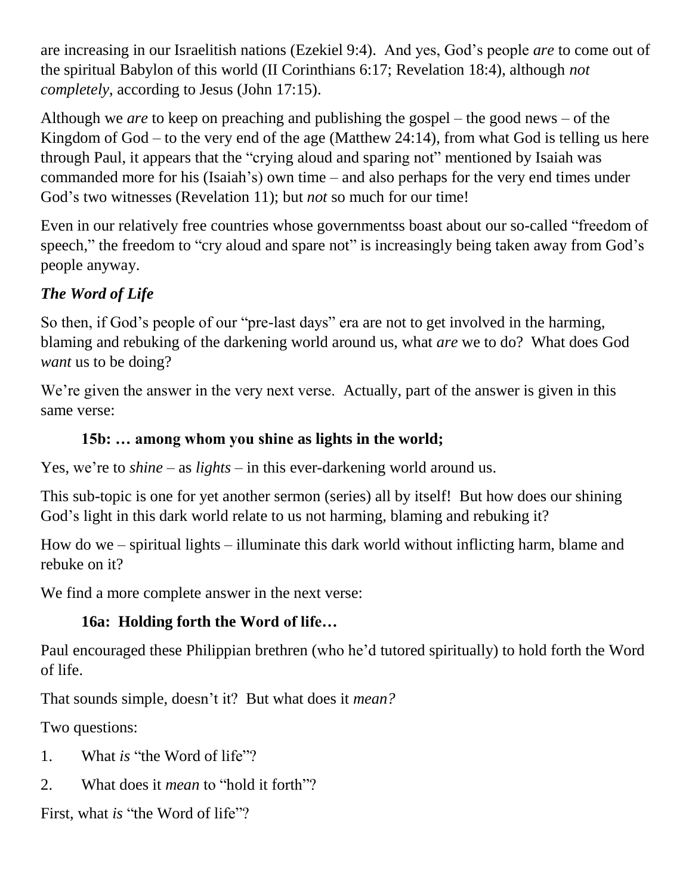are increasing in our Israelitish nations (Ezekiel 9:4). And yes, God's people *are* to come out of the spiritual Babylon of this world (II Corinthians 6:17; Revelation 18:4), although *not completely*, according to Jesus (John 17:15).

Although we *are* to keep on preaching and publishing the gospel – the good news – of the Kingdom of God – to the very end of the age (Matthew 24:14), from what God is telling us here through Paul, it appears that the "crying aloud and sparing not" mentioned by Isaiah was commanded more for his (Isaiah's) own time – and also perhaps for the very end times under God's two witnesses (Revelation 11); but *not* so much for our time!

Even in our relatively free countries whose governmentss boast about our so-called "freedom of speech," the freedom to "cry aloud and spare not" is increasingly being taken away from God's people anyway.

### *The Word of Life*

So then, if God's people of our "pre-last days" era are not to get involved in the harming, blaming and rebuking of the darkening world around us, what *are* we to do? What does God *want* us to be doing?

We're given the answer in the very next verse. Actually, part of the answer is given in this same verse:

> **15b: … among whom you shine as lights in the world;**

Yes, we're to *shine* – as *lights* – in this ever-darkening world around us.

This sub-topic is one for yet another sermon (series) all by itself! But how does our shining God's light in this dark world relate to us not harming, blaming and rebuking it?

How do we – spiritual lights – illuminate this dark world without inflicting harm, blame and rebuke on it?

We find a more complete answer in the next verse:

> **16a: Holding forth the Word of life…**

Paul encouraged these Philippian brethren (who he'd tutored spiritually) to hold forth the Word of life.

That sounds simple, doesn't it? But what does it *mean?*

Two questions:

1. What *is* "the Word of life"?
2. What does it *mean* to "hold it forth"?

First, what *is* "the Word of life"?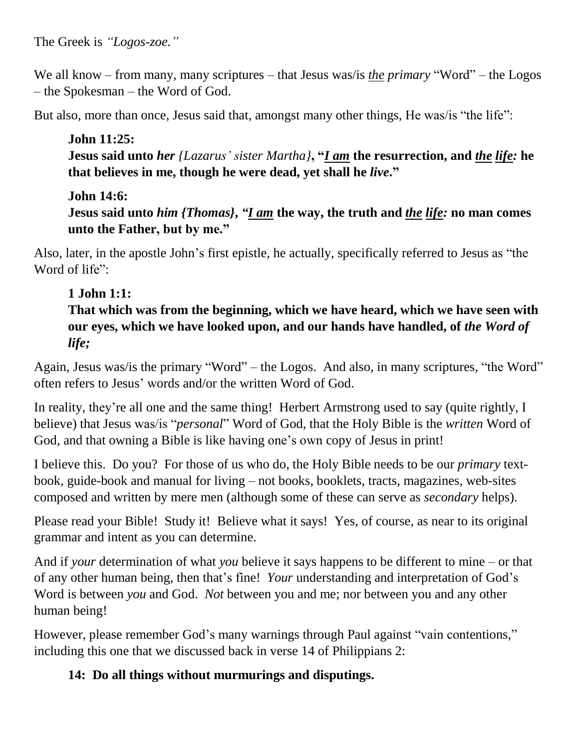The Greek is *"Logos-zoe."*

We all know – from many, many scriptures – that Jesus was/is ***the** primary* "Word" – the Logos – the Spokesman – the Word of God.

But also, more than once, Jesus said that, amongst many other things, He was/is "the life":

> **John 11:25:**
> **Jesus said unto *her* {*Lazarus' sister Martha*}, "*I am* the resurrection, and *the life:* he that believes in me, though he were dead, yet shall he *live*."**
>
> **John 14:6:**
> **Jesus said unto *him {Thomas}, "I am* the way, the truth and *the life:* no man comes unto the Father, but by me."**

Also, later, in the apostle John's first epistle, he actually, specifically referred to Jesus as "the Word of life":

> **1 John 1:1:**
> **That which was from the beginning, which we have heard, which we have seen with our eyes, which we have looked upon, and our hands have handled, of *the Word of life;***

Again, Jesus was/is the primary "Word" – the Logos. And also, in many scriptures, "the Word" often refers to Jesus' words and/or the written Word of God.

In reality, they're all one and the same thing! Herbert Armstrong used to say (quite rightly, I believe) that Jesus was/is "*personal*" Word of God, that the Holy Bible is the *written* Word of God, and that owning a Bible is like having one's own copy of Jesus in print!

I believe this. Do you? For those of us who do, the Holy Bible needs to be our *primary* text-book, guide-book and manual for living – not books, booklets, tracts, magazines, web-sites composed and written by mere men (although some of these can serve as *secondary* helps).

Please read your Bible! Study it! Believe what it says! Yes, of course, as near to its original grammar and intent as you can determine.

And if *your* determination of what *you* believe it says happens to be different to mine – or that of any other human being, then that's fine! *Your* understanding and interpretation of God's Word is between *you* and God. *Not* between you and me; nor between you and any other human being!

However, please remember God's many warnings through Paul against "vain contentions," including this one that we discussed back in verse 14 of Philippians 2:

> **14: Do all things without murmurings and disputings.**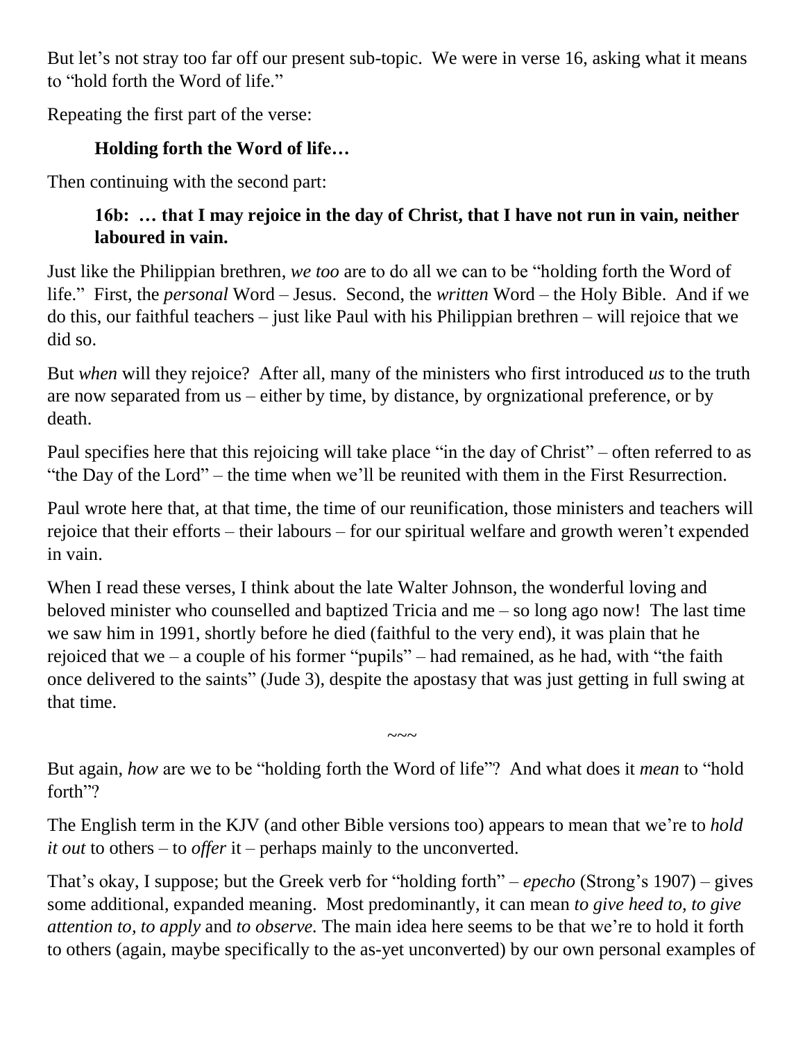But let's not stray too far off our present sub-topic. We were in verse 16, asking what it means to "hold forth the Word of life."

Repeating the first part of the verse:

> **Holding forth the Word of life…**

Then continuing with the second part:

> **16b: … that I may rejoice in the day of Christ, that I have not run in vain, neither laboured in vain.**

Just like the Philippian brethren, *we too* are to do all we can to be "holding forth the Word of life." First, the *personal* Word – Jesus. Second, the *written* Word – the Holy Bible. And if we do this, our faithful teachers – just like Paul with his Philippian brethren – will rejoice that we did so.

But *when* will they rejoice? After all, many of the ministers who first introduced *us* to the truth are now separated from us – either by time, by distance, by orgnizational preference, or by death.

Paul specifies here that this rejoicing will take place "in the day of Christ" – often referred to as "the Day of the Lord" – the time when we'll be reunited with them in the First Resurrection.

Paul wrote here that, at that time, the time of our reunification, those ministers and teachers will rejoice that their efforts – their labours – for our spiritual welfare and growth weren't expended in vain.

When I read these verses, I think about the late Walter Johnson, the wonderful loving and beloved minister who counselled and baptized Tricia and me – so long ago now! The last time we saw him in 1991, shortly before he died (faithful to the very end), it was plain that he rejoiced that we – a couple of his former "pupils" – had remained, as he had, with "the faith once delivered to the saints" (Jude 3), despite the apostasy that was just getting in full swing at that time.

~~~

But again, *how* are we to be "holding forth the Word of life"? And what does it *mean* to "hold forth"?

The English term in the KJV (and other Bible versions too) appears to mean that we're to *hold it out* to others – to *offer* it – perhaps mainly to the unconverted.

That's okay, I suppose; but the Greek verb for "holding forth" – *epecho* (Strong's 1907) – gives some additional, expanded meaning. Most predominantly, it can mean *to give heed to, to give attention to, to apply* and *to observe.* The main idea here seems to be that we're to hold it forth to others (again, maybe specifically to the as-yet unconverted) by our own personal examples of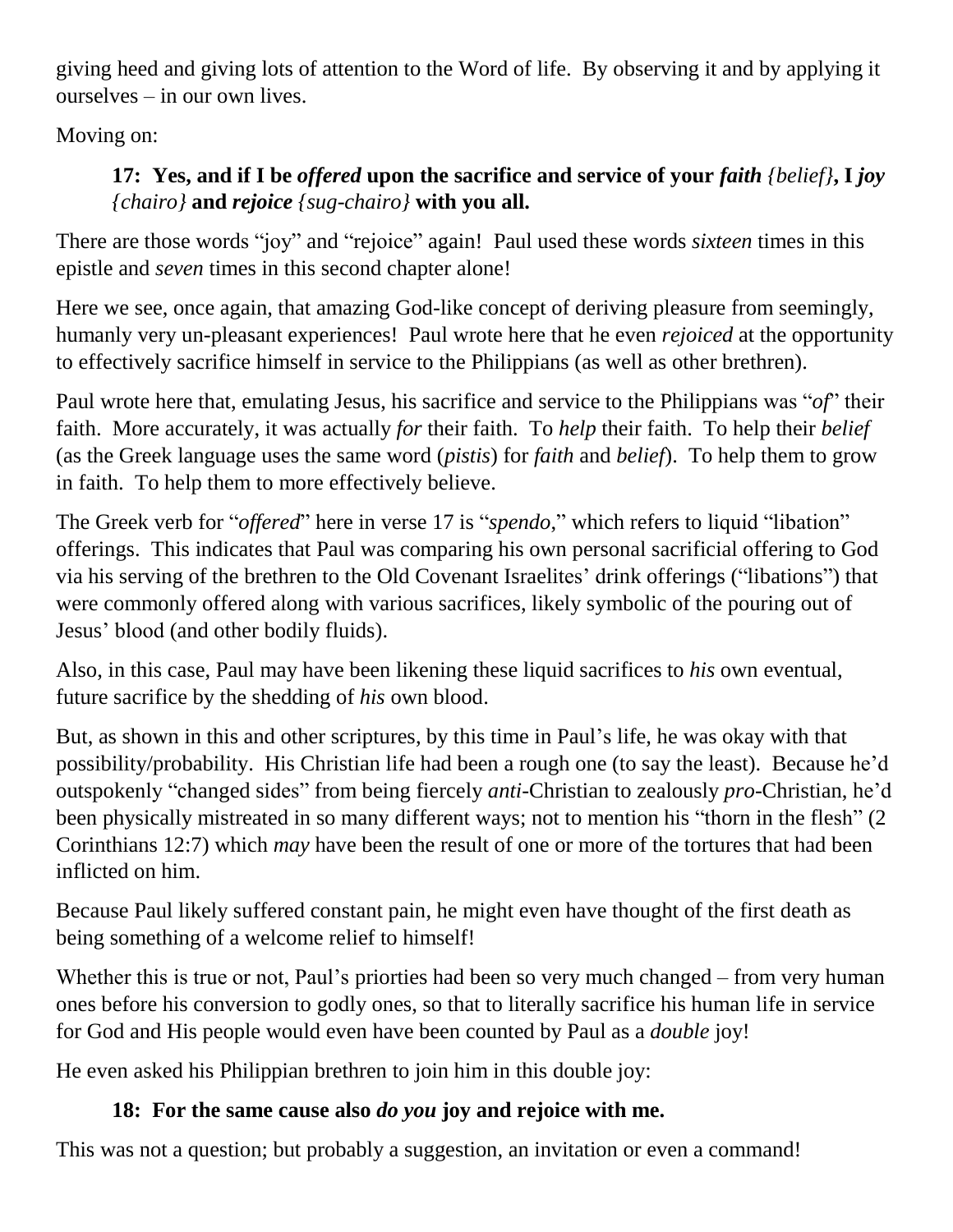giving heed and giving lots of attention to the Word of life. By observing it and by applying it ourselves – in our own lives.

Moving on:

> **17: Yes, and if I be *offered* upon the sacrifice and service of your *faith* *{belief}*, I *joy* *{chairo}* and *rejoice* *{sug-chairo}* with you all.**

There are those words "joy" and "rejoice" again! Paul used these words *sixteen* times in this epistle and *seven* times in this second chapter alone!

Here we see, once again, that amazing God-like concept of deriving pleasure from seemingly, humanly very un-pleasant experiences! Paul wrote here that he even *rejoiced* at the opportunity to effectively sacrifice himself in service to the Philippians (as well as other brethren).

Paul wrote here that, emulating Jesus, his sacrifice and service to the Philippians was "*of*" their faith. More accurately, it was actually *for* their faith. To *help* their faith. To help their *belief* (as the Greek language uses the same word (*pistis*) for *faith* and *belief*). To help them to grow in faith. To help them to more effectively believe.

The Greek verb for "*offered*" here in verse 17 is "*spendo*," which refers to liquid "libation" offerings. This indicates that Paul was comparing his own personal sacrificial offering to God via his serving of the brethren to the Old Covenant Israelites' drink offerings ("libations") that were commonly offered along with various sacrifices, likely symbolic of the pouring out of Jesus' blood (and other bodily fluids).

Also, in this case, Paul may have been likening these liquid sacrifices to *his* own eventual, future sacrifice by the shedding of *his* own blood.

But, as shown in this and other scriptures, by this time in Paul's life, he was okay with that possibility/probability. His Christian life had been a rough one (to say the least). Because he'd outspokenly "changed sides" from being fiercely *anti*-Christian to zealously *pro*-Christian, he'd been physically mistreated in so many different ways; not to mention his "thorn in the flesh" (2 Corinthians 12:7) which *may* have been the result of one or more of the tortures that had been inflicted on him.

Because Paul likely suffered constant pain, he might even have thought of the first death as being something of a welcome relief to himself!

Whether this is true or not, Paul's priorties had been so very much changed – from very human ones before his conversion to godly ones, so that to literally sacrifice his human life in service for God and His people would even have been counted by Paul as a *double* joy!

He even asked his Philippian brethren to join him in this double joy:

> **18: For the same cause also *do you* joy and rejoice with me.**

This was not a question; but probably a suggestion, an invitation or even a command!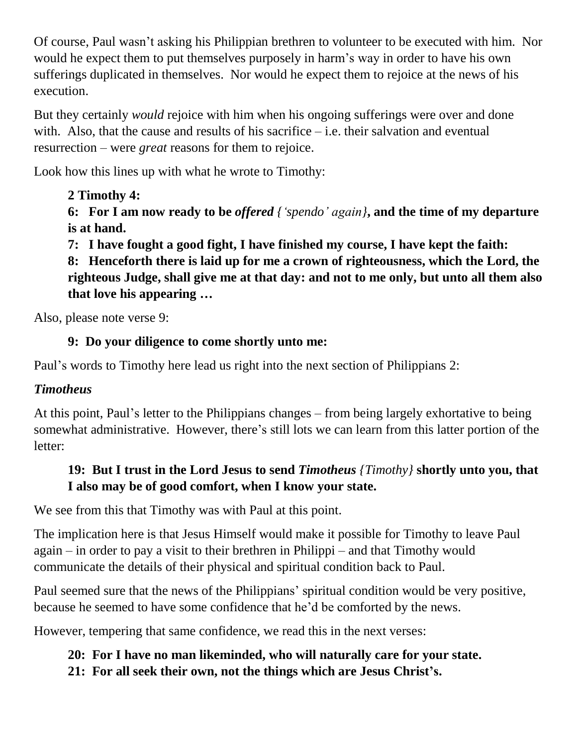Of course, Paul wasn't asking his Philippian brethren to volunteer to be executed with him. Nor would he expect them to put themselves purposely in harm's way in order to have his own sufferings duplicated in themselves. Nor would he expect them to rejoice at the news of his execution.

But they certainly *would* rejoice with him when his ongoing sufferings were over and done with. Also, that the cause and results of his sacrifice – i.e. their salvation and eventual resurrection – were *great* reasons for them to rejoice.

Look how this lines up with what he wrote to Timothy:

> **2 Timothy 4:**
> **6: For I am now ready to be *offered* {*'spendo' again*}, and the time of my departure is at hand.**
> **7: I have fought a good fight, I have finished my course, I have kept the faith:**
> **8: Henceforth there is laid up for me a crown of righteousness, which the Lord, the righteous Judge, shall give me at that day: and not to me only, but unto all them also that love his appearing …**

Also, please note verse 9:

> **9: Do your diligence to come shortly unto me:**

Paul's words to Timothy here lead us right into the next section of Philippians 2:

***Timotheus***

At this point, Paul's letter to the Philippians changes – from being largely exhortative to being somewhat administrative. However, there's still lots we can learn from this latter portion of the letter:

> **19: But I trust in the Lord Jesus to send *Timotheus* {*Timothy*} shortly unto you, that I also may be of good comfort, when I know your state.**

We see from this that Timothy was with Paul at this point.

The implication here is that Jesus Himself would make it possible for Timothy to leave Paul again – in order to pay a visit to their brethren in Philippi – and that Timothy would communicate the details of their physical and spiritual condition back to Paul.

Paul seemed sure that the news of the Philippians' spiritual condition would be very positive, because he seemed to have some confidence that he'd be comforted by the news.

However, tempering that same confidence, we read this in the next verses:

> **20: For I have no man likeminded, who will naturally care for your state.**
> **21: For all seek their own, not the things which are Jesus Christ's.**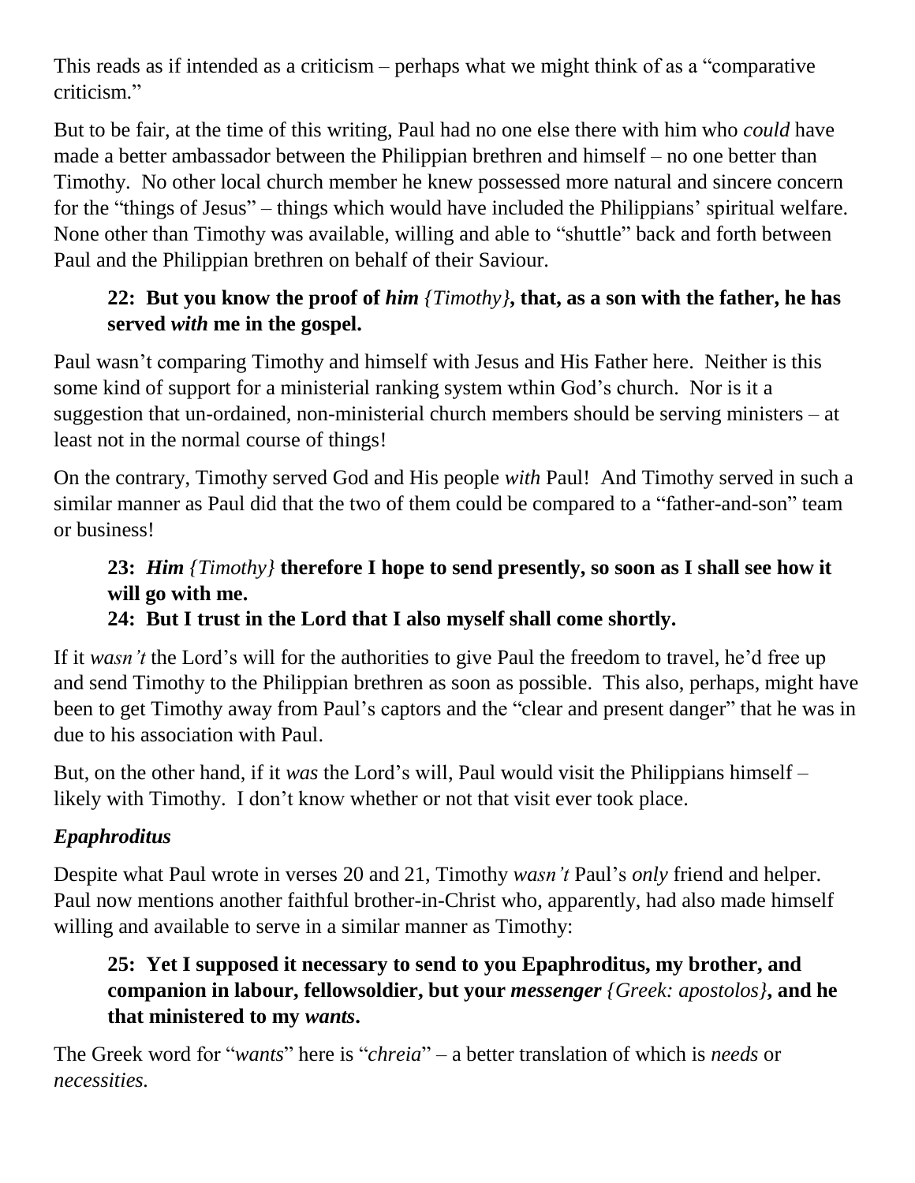This reads as if intended as a criticism – perhaps what we might think of as a "comparative criticism."

But to be fair, at the time of this writing, Paul had no one else there with him who *could* have made a better ambassador between the Philippian brethren and himself – no one better than Timothy. No other local church member he knew possessed more natural and sincere concern for the "things of Jesus" – things which would have included the Philippians' spiritual welfare. None other than Timothy was available, willing and able to "shuttle" back and forth between Paul and the Philippian brethren on behalf of their Saviour.

> **22: But you know the proof of *him* {*Timothy*}, that, as a son with the father, he has served *with* me in the gospel.**

Paul wasn't comparing Timothy and himself with Jesus and His Father here. Neither is this some kind of support for a ministerial ranking system wthin God's church. Nor is it a suggestion that un-ordained, non-ministerial church members should be serving ministers – at least not in the normal course of things!

On the contrary, Timothy served God and His people *with* Paul! And Timothy served in such a similar manner as Paul did that the two of them could be compared to a "father-and-son" team or business!

> **23: *Him* {*Timothy*} therefore I hope to send presently, so soon as I shall see how it will go with me.**
> **24: But I trust in the Lord that I also myself shall come shortly.**

If it *wasn't* the Lord's will for the authorities to give Paul the freedom to travel, he'd free up and send Timothy to the Philippian brethren as soon as possible. This also, perhaps, might have been to get Timothy away from Paul's captors and the "clear and present danger" that he was in due to his association with Paul.

But, on the other hand, if it *was* the Lord's will, Paul would visit the Philippians himself – likely with Timothy. I don't know whether or not that visit ever took place.

### *Epaphroditus*

Despite what Paul wrote in verses 20 and 21, Timothy *wasn't* Paul's *only* friend and helper. Paul now mentions another faithful brother-in-Christ who, apparently, had also made himself willing and available to serve in a similar manner as Timothy:

> **25: Yet I supposed it necessary to send to you Epaphroditus, my brother, and companion in labour, fellowsoldier, but your *messenger* {*Greek: apostolos*}, and he that ministered to my *wants*.**

The Greek word for "*wants*" here is "*chreia*" – a better translation of which is *needs* or *necessities.*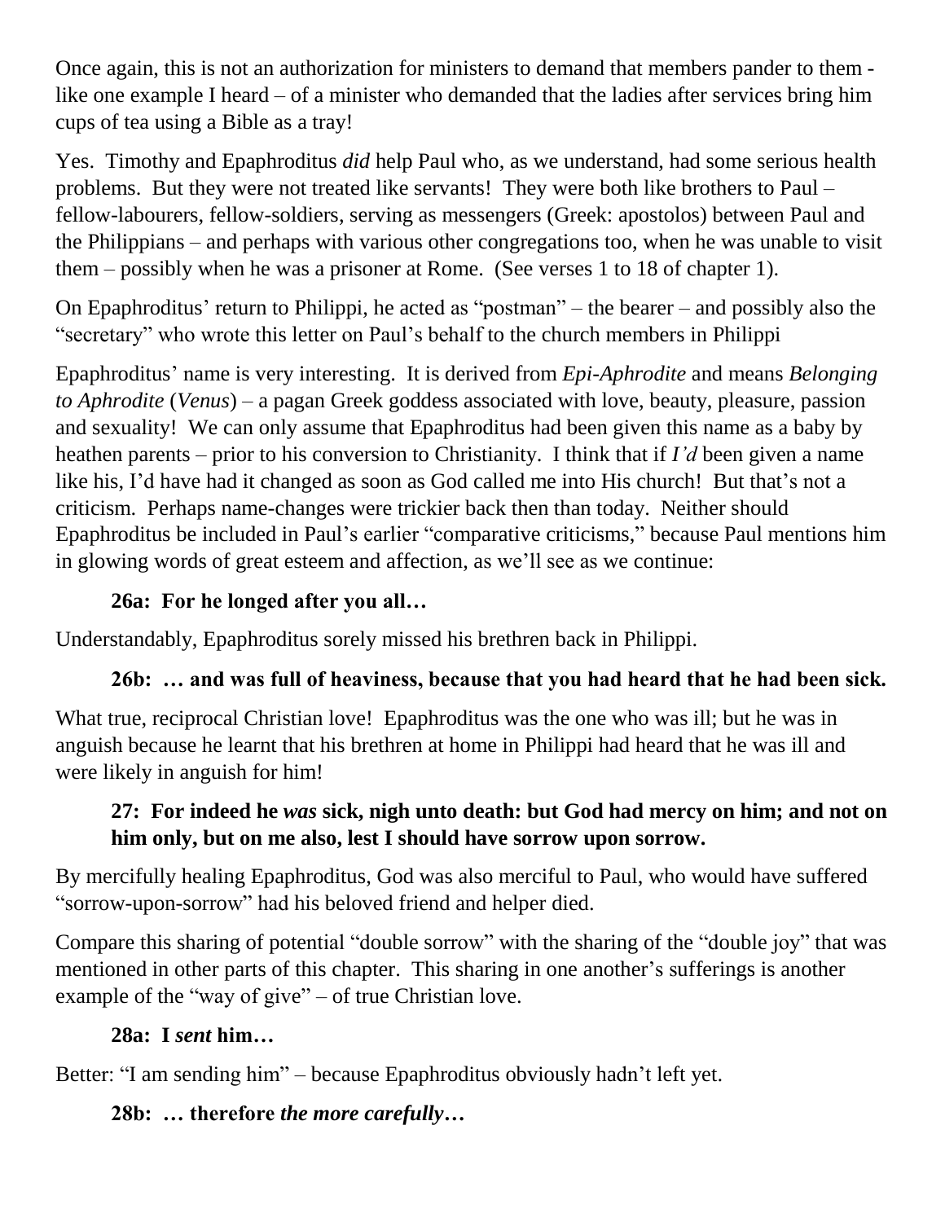Once again, this is not an authorization for ministers to demand that members pander to them - like one example I heard – of a minister who demanded that the ladies after services bring him cups of tea using a Bible as a tray!

Yes. Timothy and Epaphroditus *did* help Paul who, as we understand, had some serious health problems. But they were not treated like servants! They were both like brothers to Paul – fellow-labourers, fellow-soldiers, serving as messengers (Greek: apostolos) between Paul and the Philippians – and perhaps with various other congregations too, when he was unable to visit them – possibly when he was a prisoner at Rome. (See verses 1 to 18 of chapter 1).

On Epaphroditus' return to Philippi, he acted as "postman" – the bearer – and possibly also the "secretary" who wrote this letter on Paul's behalf to the church members in Philippi

Epaphroditus' name is very interesting. It is derived from *Epi-Aphrodite* and means *Belonging to Aphrodite* (*Venus*) – a pagan Greek goddess associated with love, beauty, pleasure, passion and sexuality! We can only assume that Epaphroditus had been given this name as a baby by heathen parents – prior to his conversion to Christianity. I think that if *I'd* been given a name like his, I'd have had it changed as soon as God called me into His church! But that's not a criticism. Perhaps name-changes were trickier back then than today. Neither should Epaphroditus be included in Paul's earlier "comparative criticisms," because Paul mentions him in glowing words of great esteem and affection, as we'll see as we continue:

**26a: For he longed after you all…**

Understandably, Epaphroditus sorely missed his brethren back in Philippi.

**26b: … and was full of heaviness, because that you had heard that he had been sick.**

What true, reciprocal Christian love! Epaphroditus was the one who was ill; but he was in anguish because he learnt that his brethren at home in Philippi had heard that he was ill and were likely in anguish for him!

**27: For indeed he *was* sick, nigh unto death: but God had mercy on him; and not on him only, but on me also, lest I should have sorrow upon sorrow.**

By mercifully healing Epaphroditus, God was also merciful to Paul, who would have suffered "sorrow-upon-sorrow" had his beloved friend and helper died.

Compare this sharing of potential "double sorrow" with the sharing of the "double joy" that was mentioned in other parts of this chapter. This sharing in one another's sufferings is another example of the "way of give" – of true Christian love.

**28a: I *sent* him…**

Better: "I am sending him" – because Epaphroditus obviously hadn't left yet.

**28b: … therefore *the more carefully*…**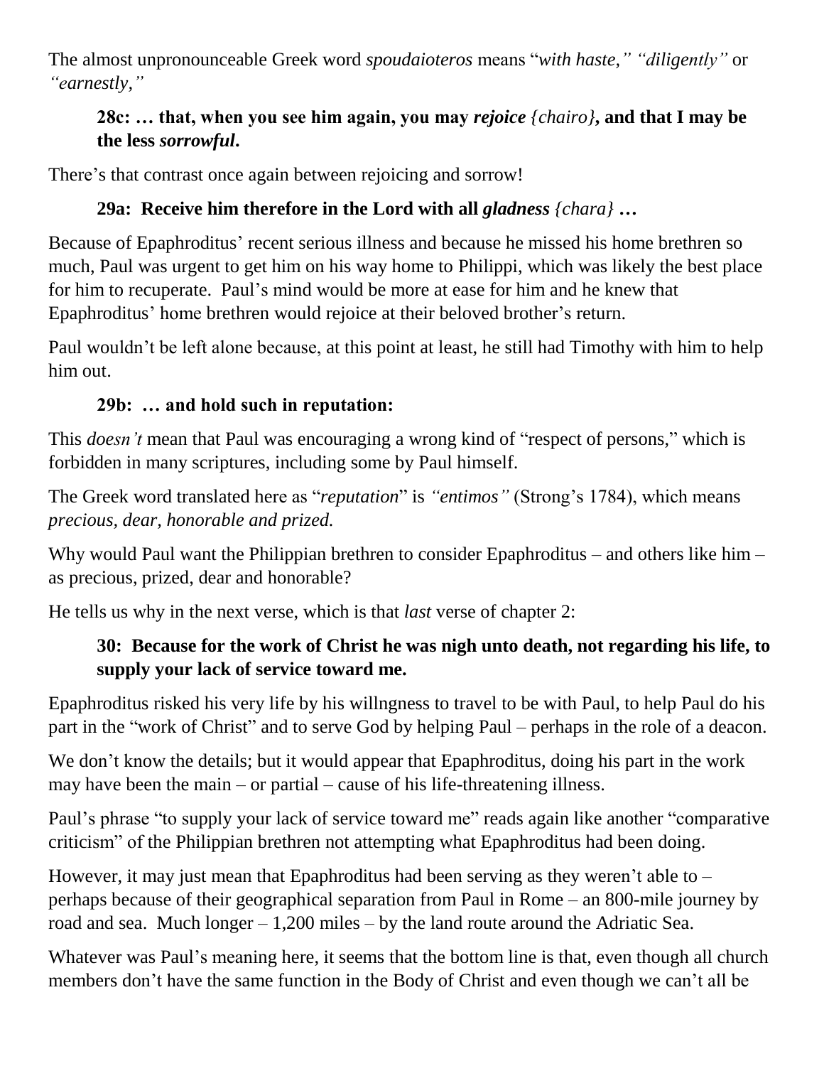The almost unpronounceable Greek word *spoudaioteros* means "*with haste," "diligently"* or *"earnestly,"*

> **28c: … that, when you see him again, you may *rejoice {chairo}*, and that I may be the less *sorrowful*.**

There's that contrast once again between rejoicing and sorrow!

> **29a: Receive him therefore in the Lord with all *gladness {chara}* …**

Because of Epaphroditus' recent serious illness and because he missed his home brethren so much, Paul was urgent to get him on his way home to Philippi, which was likely the best place for him to recuperate. Paul's mind would be more at ease for him and he knew that Epaphroditus' home brethren would rejoice at their beloved brother's return.

Paul wouldn't be left alone because, at this point at least, he still had Timothy with him to help him out.

> **29b: … and hold such in reputation:**

This *doesn't* mean that Paul was encouraging a wrong kind of "respect of persons," which is forbidden in many scriptures, including some by Paul himself.

The Greek word translated here as "*reputation*" is *"entimos"* (Strong's 1784), which means *precious, dear, honorable and prized.*

Why would Paul want the Philippian brethren to consider Epaphroditus – and others like him – as precious, prized, dear and honorable?

He tells us why in the next verse, which is that *last* verse of chapter 2:

> **30: Because for the work of Christ he was nigh unto death, not regarding his life, to supply your lack of service toward me.**

Epaphroditus risked his very life by his willngness to travel to be with Paul, to help Paul do his part in the "work of Christ" and to serve God by helping Paul – perhaps in the role of a deacon.

We don't know the details; but it would appear that Epaphroditus, doing his part in the work may have been the main – or partial – cause of his life-threatening illness.

Paul's phrase "to supply your lack of service toward me" reads again like another "comparative criticism" of the Philippian brethren not attempting what Epaphroditus had been doing.

However, it may just mean that Epaphroditus had been serving as they weren't able to – perhaps because of their geographical separation from Paul in Rome – an 800-mile journey by road and sea. Much longer – 1,200 miles – by the land route around the Adriatic Sea.

Whatever was Paul's meaning here, it seems that the bottom line is that, even though all church members don't have the same function in the Body of Christ and even though we can't all be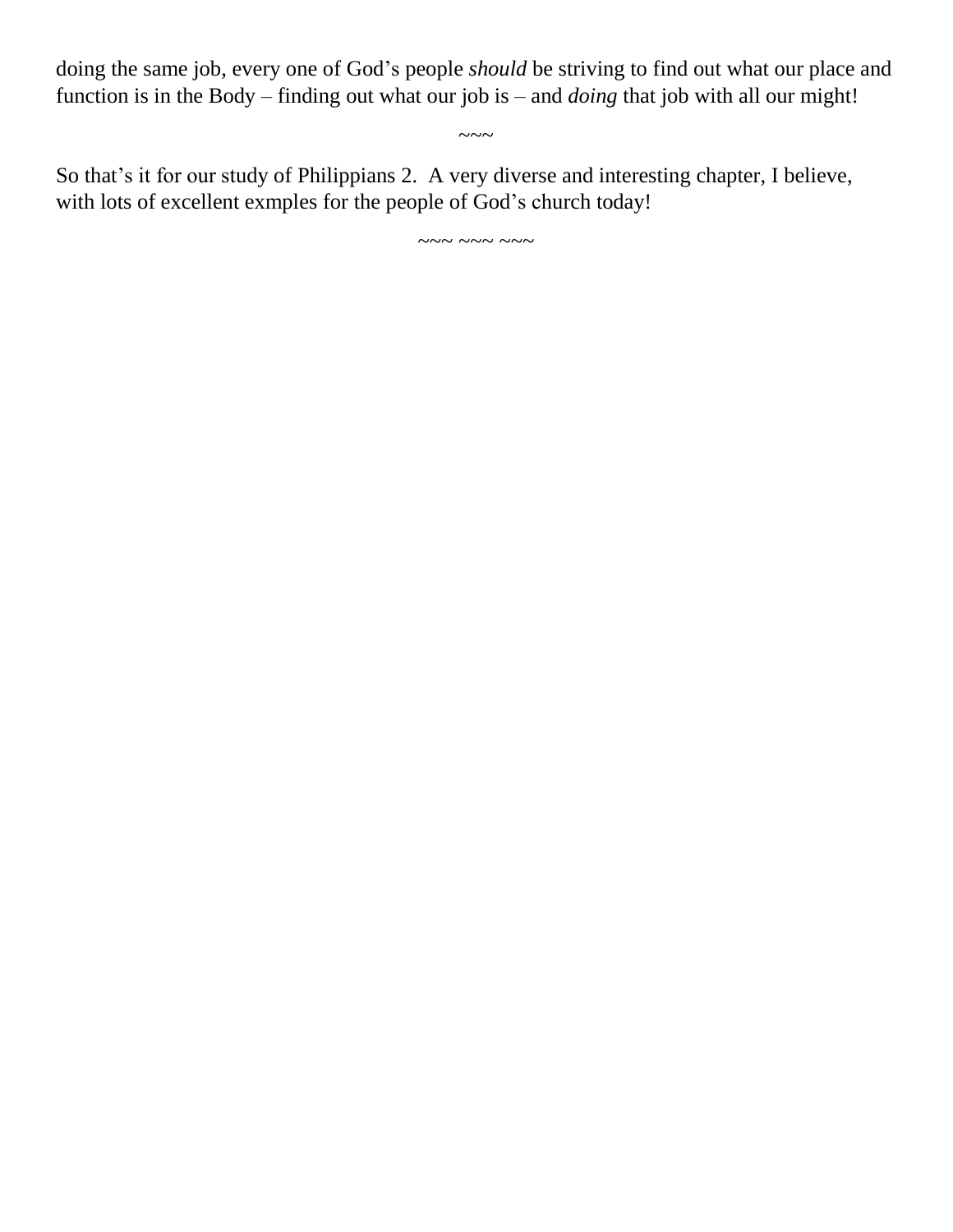doing the same job, every one of God's people *should* be striving to find out what our place and function is in the Body – finding out what our job is – and *doing* that job with all our might!

~~~

So that's it for our study of Philippians 2. A very diverse and interesting chapter, I believe, with lots of excellent exmples for the people of God's church today!

~~~ ~~~ ~~~